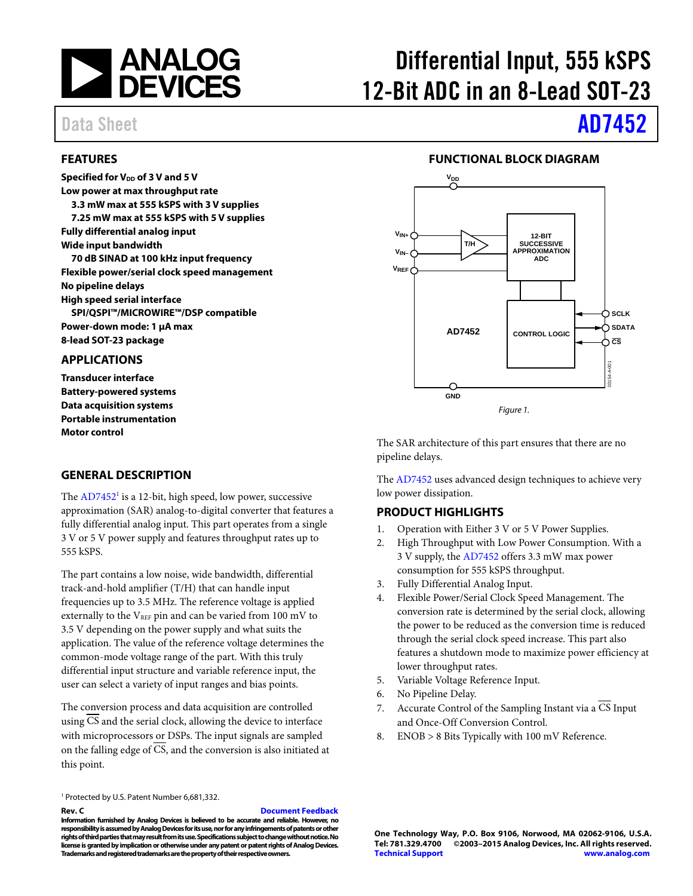# Differential Input, 555 kSPS 12-Bit ADC in an 8-Lead SOT-23

Data Sheet **AD7452**

## FEATURES

**Specified for $V_{DD}$ of 3 V and 5 V**
**Low power at max throughput rate**
- **3.3 mW max at 555 kSPS with 3 V supplies**
- **7.25 mW max at 555 kSPS with 5 V supplies**

**Fully differential analog input**
**Wide input bandwidth**
- **70 dB SINAD at 100 kHz input frequency**

**Flexible power/serial clock speed management**
**No pipeline delays**
**High speed serial interface**
- **SPI/QSPI™/MICROWIRE™/DSP compatible**

**Power-down mode: 1 µA max**
**8-lead SOT-23 package**

## APPLICATIONS

**Transducer interface**
**Battery-powered systems**
**Data acquisition systems**
**Portable instrumentation**
**Motor control**

## FUNCTIONAL BLOCK DIAGRAM

Figure 1.

## GENERAL DESCRIPTION

The AD7452[1] is a 12-bit, high speed, low power, successive approximation (SAR) analog-to-digital converter that features a fully differential analog input. This part operates from a single 3 V or 5 V power supply and features throughput rates up to 555 kSPS.

The part contains a low noise, wide bandwidth, differential track-and-hold amplifier (T/H) that can handle input frequencies up to 3.5 MHz. The reference voltage is applied externally to the $V_{REF}$ pin and can be varied from 100 mV to 3.5 V depending on the power supply and what suits the application. The value of the reference voltage determines the common-mode voltage range of the part. With this truly differential input structure and variable reference input, the user can select a variety of input ranges and bias points.

The conversion process and data acquisition are controlled using $\overline{CS}$ and the serial clock, allowing the device to interface with microprocessors or DSPs. The input signals are sampled on the falling edge of $\overline{CS}$, and the conversion is also initiated at this point.

The SAR architecture of this part ensures that there are no pipeline delays.

The AD7452 uses advanced design techniques to achieve very low power dissipation.

## PRODUCT HIGHLIGHTS

1. Operation with Either 3 V or 5 V Power Supplies.
2. High Throughput with Low Power Consumption. With a 3 V supply, the AD7452 offers 3.3 mW max power consumption for 555 kSPS throughput.
3. Fully Differential Analog Input.
4. Flexible Power/Serial Clock Speed Management. The conversion rate is determined by the serial clock, allowing the power to be reduced as the conversion time is reduced through the serial clock speed increase. This part also features a shutdown mode to maximize power efficiency at lower throughput rates.
5. Variable Voltage Reference Input.
6. No Pipeline Delay.
7. Accurate Control of the Sampling Instant via a $\overline{CS}$ Input and Once-Off Conversion Control.
8. ENOB > 8 Bits Typically with 100 mV Reference.

[1] Protected by U.S. Patent Number 6,681,332.

**Rev. C** Document Feedback

**Information furnished by Analog Devices is believed to be accurate and reliable. However, no responsibility is assumed by Analog Devices for its use, nor for any infringements of patents or other rights of third parties that may result from its use. Specifications subject to change without notice. No license is granted by implication or otherwise under any patent or patent rights of Analog Devices. Trademarks and registered trademarks are the property of their respective owners.**

**One Technology Way, P.O. Box 9106, Norwood, MA 02062-9106, U.S.A.**
**Tel: 781.329.4700 ©2003–2015 Analog Devices, Inc. All rights reserved.**
**Technical Support www.analog.com**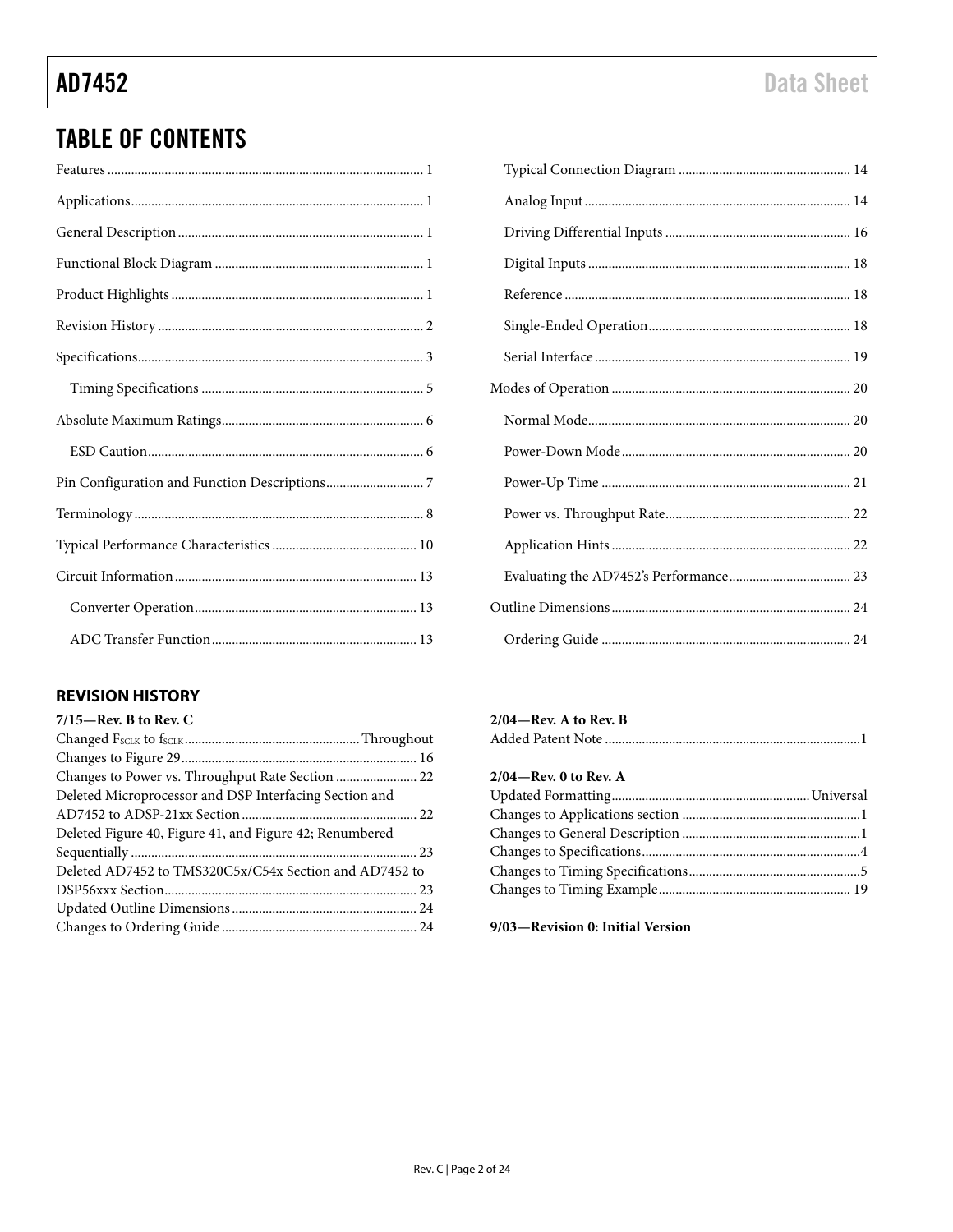## TABLE OF CONTENTS

Features ... 1
Applications ... 1
General Description ... 1
Functional Block Diagram ... 1
Product Highlights ... 1
Revision History ... 2
Specifications ... 3
- Timing Specifications ... 5

Absolute Maximum Ratings ... 6
- ESD Caution ... 6

Pin Configuration and Function Descriptions ... 7
Terminology ... 8
Typical Performance Characteristics ... 10
Circuit Information ... 13
- Converter Operation ... 13
- ADC Transfer Function ... 13
- Typical Connection Diagram ... 14
- Analog Input ... 14
- Driving Differential Inputs ... 16
- Digital Inputs ... 18
- Reference ... 18
- Single-Ended Operation ... 18
- Serial Interface ... 19

Modes of Operation ... 20
- Normal Mode ... 20
- Power-Down Mode ... 20
- Power-Up Time ... 21
- Power vs. Throughput Rate ... 22
- Application Hints ... 22
- Evaluating the AD7452's Performance ... 23

Outline Dimensions ... 24
- Ordering Guide ... 24

## REVISION HISTORY

**7/15—Rev. B to Rev. C**

Changed $F_{SCLK}$ to $f_{SCLK}$ ... Throughout
Changes to Figure 29 ... 16
Changes to Power vs. Throughput Rate Section ... 22
Deleted Microprocessor and DSP Interfacing Section and AD7452 to ADSP-21xx Section ... 22
Deleted Figure 40, Figure 41, and Figure 42; Renumbered Sequentially ... 23
Deleted AD7452 to TMS320C5x/C54x Section and AD7452 to DSP56xxx Section ... 23
Updated Outline Dimensions ... 24
Changes to Ordering Guide ... 24

**2/04—Rev. A to Rev. B**

Added Patent Note ... 1

**2/04—Rev. 0 to Rev. A**

Updated Formatting ... Universal
Changes to Applications section ... 1
Changes to General Description ... 1
Changes to Specifications ... 4
Changes to Timing Specifications ... 5
Changes to Timing Example ... 19

**9/03—Revision 0: Initial Version**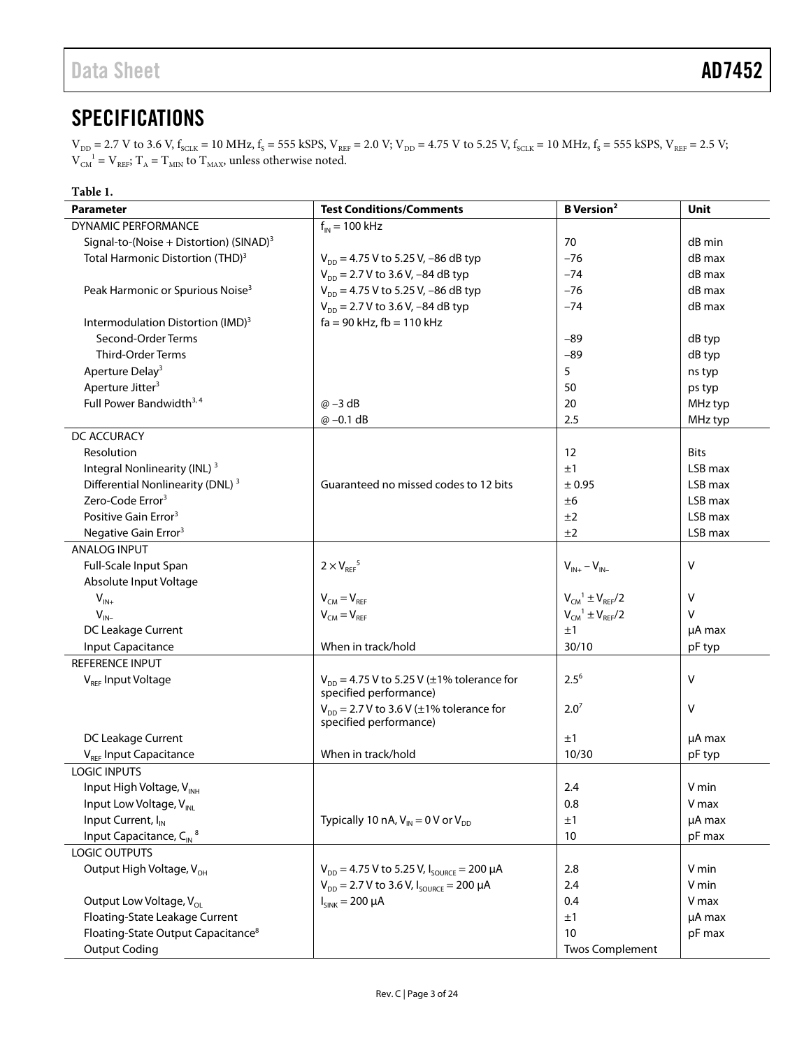## SPECIFICATIONS

$V_{DD}$ = 2.7 V to 3.6 V, $f_{SCLK}$ = 10 MHz, $f_S$ = 555 kSPS, $V_{REF}$ = 2.0 V; $V_{DD}$ = 4.75 V to 5.25 V, $f_{SCLK}$ = 10 MHz, $f_S$ = 555 kSPS, $V_{REF}$ = 2.5 V; $V_{CM}$[1] = $V_{REF}$; $T_A$ = $T_{MIN}$ to $T_{MAX}$, unless otherwise noted.

**Table 1.**

| Parameter | Test Conditions/Comments | B Version[2] | Unit |
|---|---|---|---|
| DYNAMIC PERFORMANCE | $f_{IN}$ = 100 kHz | | |
| Signal-to-(Noise + Distortion) (SINAD)[3] | | 70 | dB min |
| Total Harmonic Distortion (THD)[3] | $V_{DD}$ = 4.75 V to 5.25 V, −86 dB typ | −76 | dB max |
| | $V_{DD}$ = 2.7 V to 3.6 V, −84 dB typ | −74 | dB max |
| Peak Harmonic or Spurious Noise[3] | $V_{DD}$ = 4.75 V to 5.25 V, −86 dB typ | −76 | dB max |
| | $V_{DD}$ = 2.7 V to 3.6 V, −84 dB typ | −74 | dB max |
| Intermodulation Distortion (IMD)[3] | fa = 90 kHz, fb = 110 kHz | | |
| Second-Order Terms | | −89 | dB typ |
| Third-Order Terms | | −89 | dB typ |
| Aperture Delay[3] | | 5 | ns typ |
| Aperture Jitter[3] | | 50 | ps typ |
| Full Power Bandwidth[3,4] | @ −3 dB | 20 | MHz typ |
| | @ −0.1 dB | 2.5 | MHz typ |
| DC ACCURACY | | | |
| Resolution | | 12 | Bits |
| Integral Nonlinearity (INL)[3] | | ±1 | LSB max |
| Differential Nonlinearity (DNL)[3] | Guaranteed no missed codes to 12 bits | ± 0.95 | LSB max |
| Zero-Code Error[3] | | ±6 | LSB max |
| Positive Gain Error[3] | | ±2 | LSB max |
| Negative Gain Error[3] | | ±2 | LSB max |
| ANALOG INPUT | | | |
| Full-Scale Input Span | $2 \times V_{REF}$[5] | $V_{IN+} - V_{IN-}$ | V |
| Absolute Input Voltage | | | |
| $V_{IN+}$ | $V_{CM} = V_{REF}$ | $V_{CM}$[1] $\pm V_{REF}/2$ | V |
| $V_{IN-}$ | $V_{CM} = V_{REF}$ | $V_{CM}$[1] $\pm V_{REF}/2$ | V |
| DC Leakage Current | | ±1 | µA max |
| Input Capacitance | When in track/hold | 30/10 | pF typ |
| REFERENCE INPUT | | | |
| $V_{REF}$ Input Voltage | $V_{DD}$ = 4.75 V to 5.25 V (±1% tolerance for specified performance) | 2.5[6] | V |
| | $V_{DD}$ = 2.7 V to 3.6 V (±1% tolerance for specified performance) | 2.0[7] | V |
| DC Leakage Current | | ±1 | µA max |
| $V_{REF}$ Input Capacitance | When in track/hold | 10/30 | pF typ |
| LOGIC INPUTS | | | |
| Input High Voltage, $V_{INH}$ | | 2.4 | V min |
| Input Low Voltage, $V_{INL}$ | | 0.8 | V max |
| Input Current, $I_{IN}$ | Typically 10 nA, $V_{IN}$ = 0 V or $V_{DD}$ | ±1 | µA max |
| Input Capacitance, $C_{IN}$[8] | | 10 | pF max |
| LOGIC OUTPUTS | | | |
| Output High Voltage, $V_{OH}$ | $V_{DD}$ = 4.75 V to 5.25 V, $I_{SOURCE}$ = 200 µA | 2.8 | V min |
| | $V_{DD}$ = 2.7 V to 3.6 V, $I_{SOURCE}$ = 200 µA | 2.4 | V min |
| Output Low Voltage, $V_{OL}$ | $I_{SINK}$ = 200 µA | 0.4 | V max |
| Floating-State Leakage Current | | ±1 | µA max |
| Floating-State Output Capacitance[8] | | 10 | pF max |
| Output Coding | | Twos Complement | |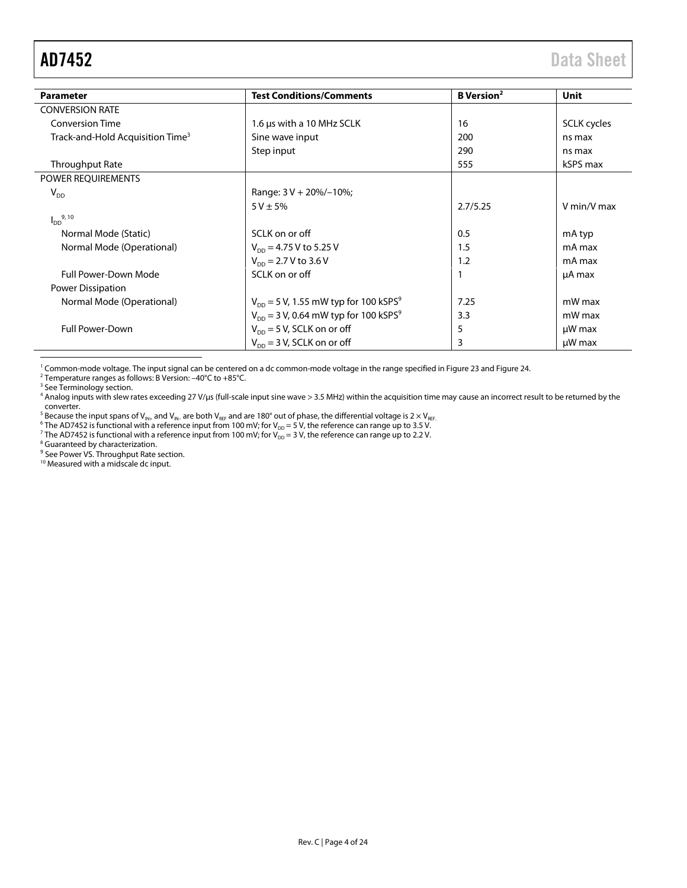| Parameter | Test Conditions/Comments | B Version[2] | Unit |
|---|---|---|---|
| CONVERSION RATE | | | |
| Conversion Time | 1.6 µs with a 10 MHz SCLK | 16 | SCLK cycles |
| Track-and-Hold Acquisition Time[3] | Sine wave input | 200 | ns max |
| | Step input | 290 | ns max |
| Throughput Rate | | 555 | kSPS max |
| POWER REQUIREMENTS | | | |
| $V_{DD}$ | Range: 3 V + 20%/−10%; | | |
| | 5 V ± 5% | 2.7/5.25 | V min/V max |
| $I_{DD}$[9, 10] | | | |
| Normal Mode (Static) | SCLK on or off | 0.5 | mA typ |
| Normal Mode (Operational) | $V_{DD}$ = 4.75 V to 5.25 V | 1.5 | mA max |
| | $V_{DD}$ = 2.7 V to 3.6 V | 1.2 | mA max |
| Full Power-Down Mode | SCLK on or off | 1 | µA max |
| Power Dissipation | | | |
| Normal Mode (Operational) | $V_{DD}$ = 5 V, 1.55 mW typ for 100 kSPS[9] | 7.25 | mW max |
| | $V_{DD}$ = 3 V, 0.64 mW typ for 100 kSPS[9] | 3.3 | mW max |
| Full Power-Down | $V_{DD}$ = 5 V, SCLK on or off | 5 | µW max |
| | $V_{DD}$ = 3 V, SCLK on or off | 3 | µW max |

[1] Common-mode voltage. The input signal can be centered on a dc common-mode voltage in the range specified in Figure 23 and Figure 24.
[2] Temperature ranges as follows: B Version: −40°C to +85°C.
[3] See Terminology section.
[4] Analog inputs with slew rates exceeding 27 V/µs (full-scale input sine wave > 3.5 MHz) within the acquisition time may cause an incorrect result to be returned by the converter.
[5] Because the input spans of $V_{IN+}$ and $V_{IN-}$ are both $V_{REF}$ and are 180° out of phase, the differential voltage is 2 × $V_{REF}$.
[6] The AD7452 is functional with a reference input from 100 mV; for $V_{DD}$ = 5 V, the reference can range up to 3.5 V.
[7] The AD7452 is functional with a reference input from 100 mV; for $V_{DD}$ = 3 V, the reference can range up to 2.2 V.
[8] Guaranteed by characterization.
[9] See Power VS. Throughput Rate section.
[10] Measured with a midscale dc input.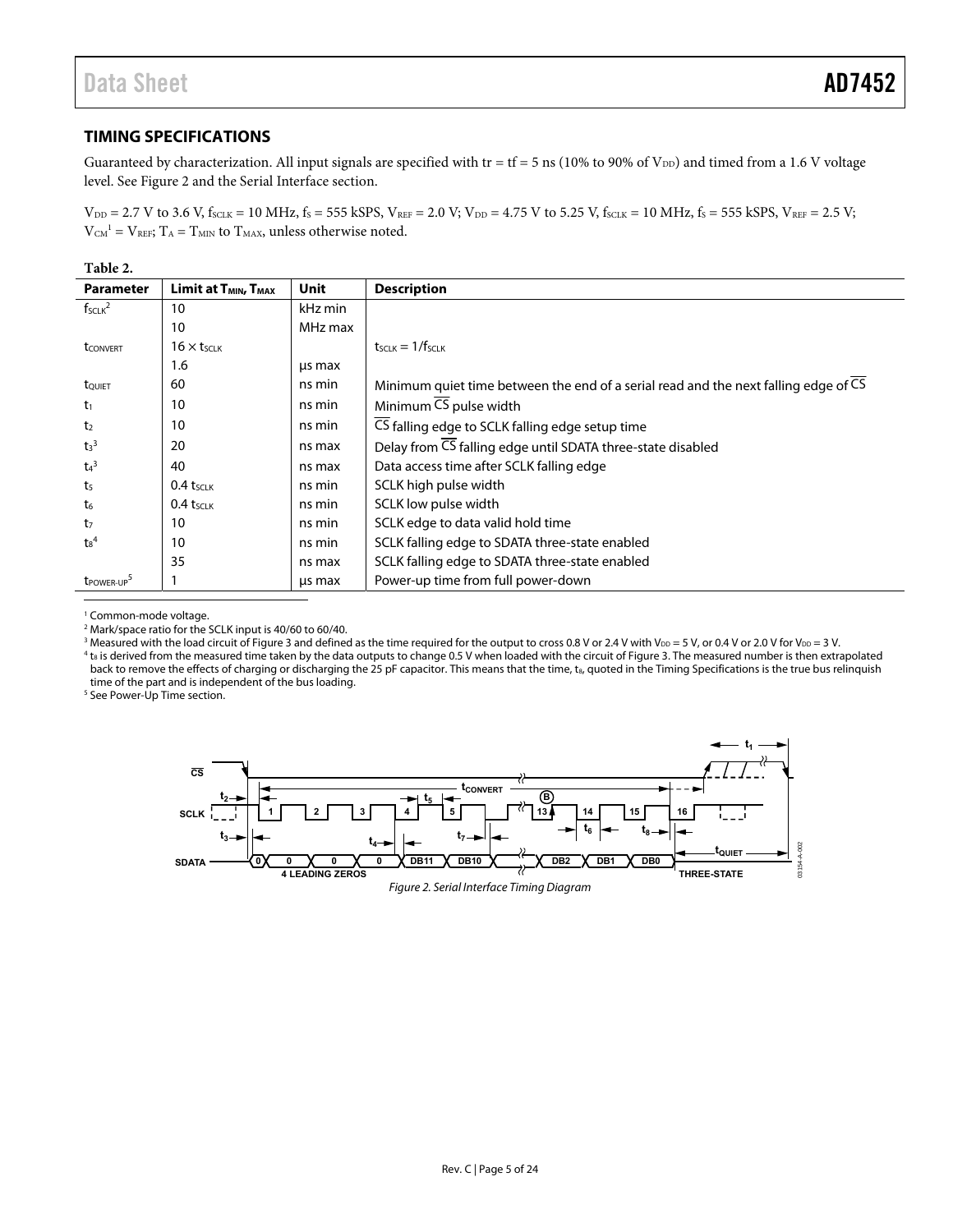## TIMING SPECIFICATIONS

Guaranteed by characterization. All input signals are specified with tr = tf = 5 ns (10% to 90% of $V_{DD}$) and timed from a 1.6 V voltage level. See Figure 2 and the Serial Interface section.

$V_{DD}$ = 2.7 V to 3.6 V, $f_{SCLK}$ = 10 MHz, $f_S$ = 555 kSPS, $V_{REF}$ = 2.0 V; $V_{DD}$ = 4.75 V to 5.25 V, $f_{SCLK}$ = 10 MHz, $f_S$ = 555 kSPS, $V_{REF}$ = 2.5 V; $V_{CM}$[1] = $V_{REF}$; $T_A$ = $T_{MIN}$ to $T_{MAX}$, unless otherwise noted.

**Table 2.**

| Parameter | Limit at $T_{MIN}$, $T_{MAX}$ | Unit | Description |
|---|---|---|---|
| $f_{SCLK}$[2] | 10 | kHz min | |
| | 10 | MHz max | |
| $t_{CONVERT}$ | $16 \times t_{SCLK}$ | | $t_{SCLK} = 1/f_{SCLK}$ |
| | 1.6 | µs max | |
| $t_{QUIET}$ | 60 | ns min | Minimum quiet time between the end of a serial read and the next falling edge of $\overline{CS}$ |
| $t_1$ | 10 | ns min | Minimum $\overline{CS}$ pulse width |
| $t_2$ | 10 | ns min | $\overline{CS}$ falling edge to SCLK falling edge setup time |
| $t_3$[3] | 20 | ns max | Delay from $\overline{CS}$ falling edge until SDATA three-state disabled |
| $t_4$[3] | 40 | ns max | Data access time after SCLK falling edge |
| $t_5$ | 0.4 $t_{SCLK}$ | ns min | SCLK high pulse width |
| $t_6$ | 0.4 $t_{SCLK}$ | ns min | SCLK low pulse width |
| $t_7$ | 10 | ns min | SCLK edge to data valid hold time |
| $t_8$[4] | 10 | ns min | SCLK falling edge to SDATA three-state enabled |
| | 35 | ns max | SCLK falling edge to SDATA three-state enabled |
| $t_{POWER-UP}$[5] | 1 | µs max | Power-up time from full power-down |

[1] Common-mode voltage.
[2] Mark/space ratio for the SCLK input is 40/60 to 60/40.
[3] Measured with the load circuit of Figure 3 and defined as the time required for the output to cross 0.8 V or 2.4 V with $V_{DD}$ = 5 V, or 0.4 V or 2.0 V for $V_{DD}$ = 3 V.
[4] $t_8$ is derived from the measured time taken by the data outputs to change 0.5 V when loaded with the circuit of Figure 3. The measured number is then extrapolated back to remove the effects of charging or discharging the 25 pF capacitor. This means that the time, $t_8$, quoted in the Timing Specifications is the true bus relinquish time of the part and is independent of the bus loading.
[5] See Power-Up Time section.

*Figure 2. Serial Interface Timing Diagram*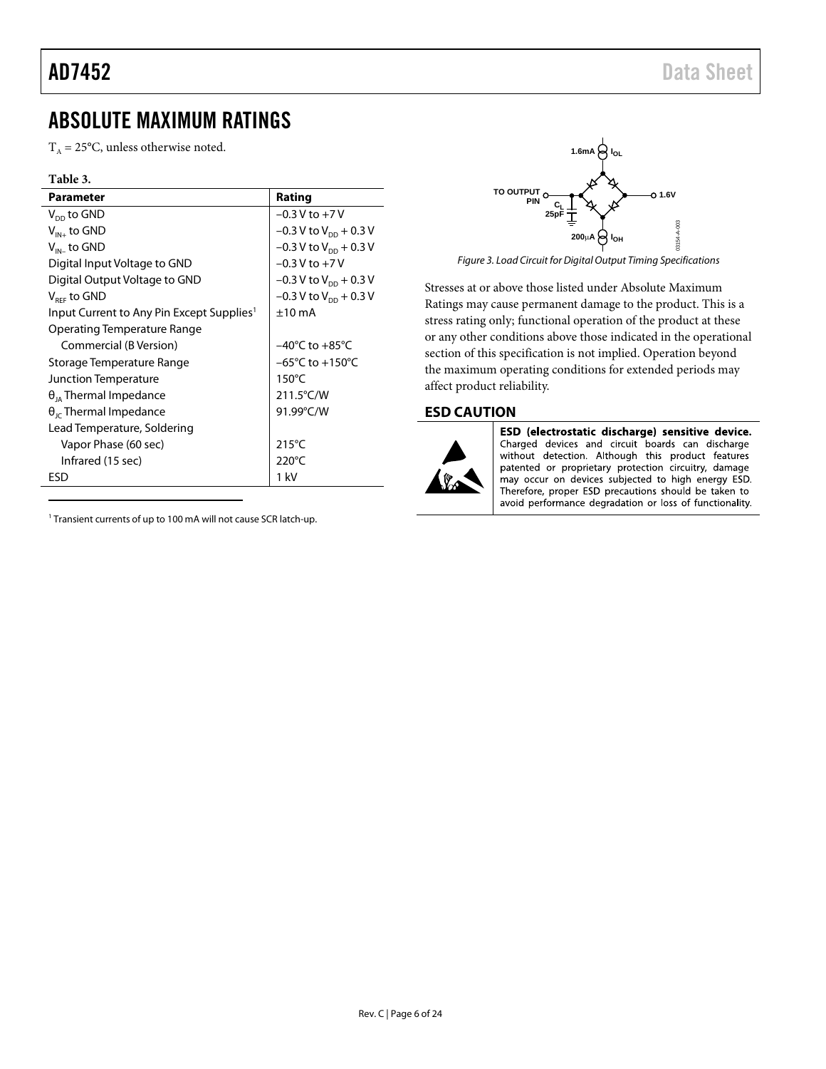# ABSOLUTE MAXIMUM RATINGS

$T_A$ = 25°C, unless otherwise noted.

**Table 3.**

| Parameter | Rating |
|---|---|
| $V_{DD}$ to GND | −0.3 V to +7 V |
| $V_{IN+}$ to GND | −0.3 V to $V_{DD}$ + 0.3 V |
| $V_{IN-}$ to GND | −0.3 V to $V_{DD}$ + 0.3 V |
| Digital Input Voltage to GND | −0.3 V to +7 V |
| Digital Output Voltage to GND | −0.3 V to $V_{DD}$ + 0.3 V |
| $V_{REF}$ to GND | −0.3 V to $V_{DD}$ + 0.3 V |
| Input Current to Any Pin Except Supplies[1] | ±10 mA |
| Operating Temperature Range | |
| Commercial (B Version) | −40°C to +85°C |
| Storage Temperature Range | −65°C to +150°C |
| Junction Temperature | 150°C |
| $\theta_{JA}$ Thermal Impedance | 211.5°C/W |
| $\theta_{JC}$ Thermal Impedance | 91.99°C/W |
| Lead Temperature, Soldering | |
| Vapor Phase (60 sec) | 215°C |
| Infrared (15 sec) | 220°C |
| ESD | 1 kV |

[1] Transient currents of up to 100 mA will not cause SCR latch-up.

*Figure 3. Load Circuit for Digital Output Timing Specifications*

Stresses at or above those listed under Absolute Maximum Ratings may cause permanent damage to the product. This is a stress rating only; functional operation of the product at these or any other conditions above those indicated in the operational section of this specification is not implied. Operation beyond the maximum operating conditions for extended periods may affect product reliability.

## ESD CAUTION

**ESD (electrostatic discharge) sensitive device.** Charged devices and circuit boards can discharge without detection. Although this product features patented or proprietary protection circuitry, damage may occur on devices subjected to high energy ESD. Therefore, proper ESD precautions should be taken to avoid performance degradation or loss of functionality.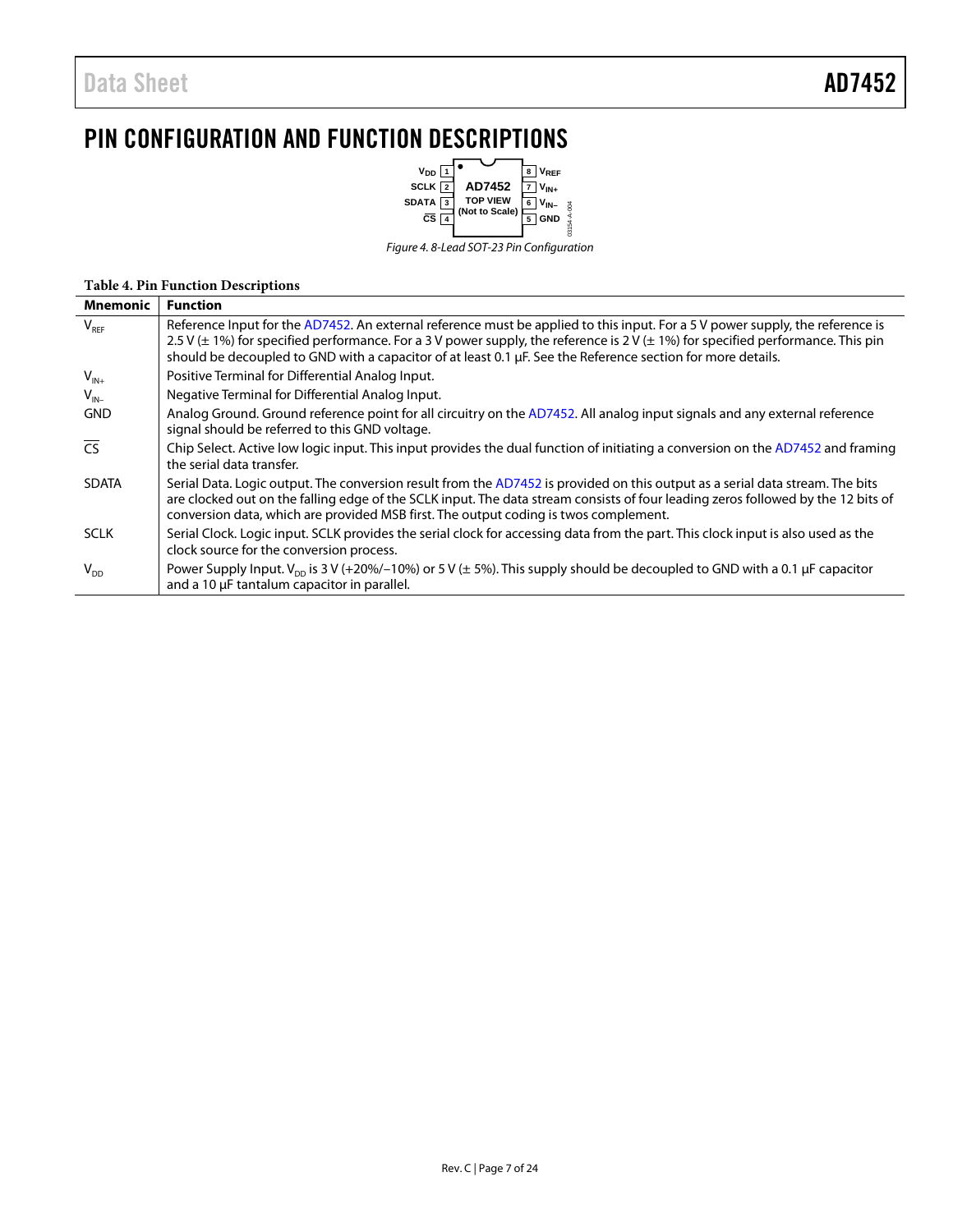# PIN CONFIGURATION AND FUNCTION DESCRIPTIONS

Figure 4. 8-Lead SOT-23 Pin Configuration

**Table 4. Pin Function Descriptions**

| Mnemonic | Function |
|---|---|
| $V_{REF}$ | Reference Input for the AD7452. An external reference must be applied to this input. For a 5 V power supply, the reference is 2.5 V (± 1%) for specified performance. For a 3 V power supply, the reference is 2 V (± 1%) for specified performance. This pin should be decoupled to GND with a capacitor of at least 0.1 µF. See the Reference section for more details. |
| $V_{IN+}$ | Positive Terminal for Differential Analog Input. |
| $V_{IN-}$ | Negative Terminal for Differential Analog Input. |
| GND | Analog Ground. Ground reference point for all circuitry on the AD7452. All analog input signals and any external reference signal should be referred to this GND voltage. |
| $\overline{CS}$ | Chip Select. Active low logic input. This input provides the dual function of initiating a conversion on the AD7452 and framing the serial data transfer. |
| SDATA | Serial Data. Logic output. The conversion result from the AD7452 is provided on this output as a serial data stream. The bits are clocked out on the falling edge of the SCLK input. The data stream consists of four leading zeros followed by the 12 bits of conversion data, which are provided MSB first. The output coding is twos complement. |
| SCLK | Serial Clock. Logic input. SCLK provides the serial clock for accessing data from the part. This clock input is also used as the clock source for the conversion process. |
| $V_{DD}$ | Power Supply Input. $V_{DD}$ is 3 V (+20%/−10%) or 5 V (± 5%). This supply should be decoupled to GND with a 0.1 µF capacitor and a 10 µF tantalum capacitor in parallel. |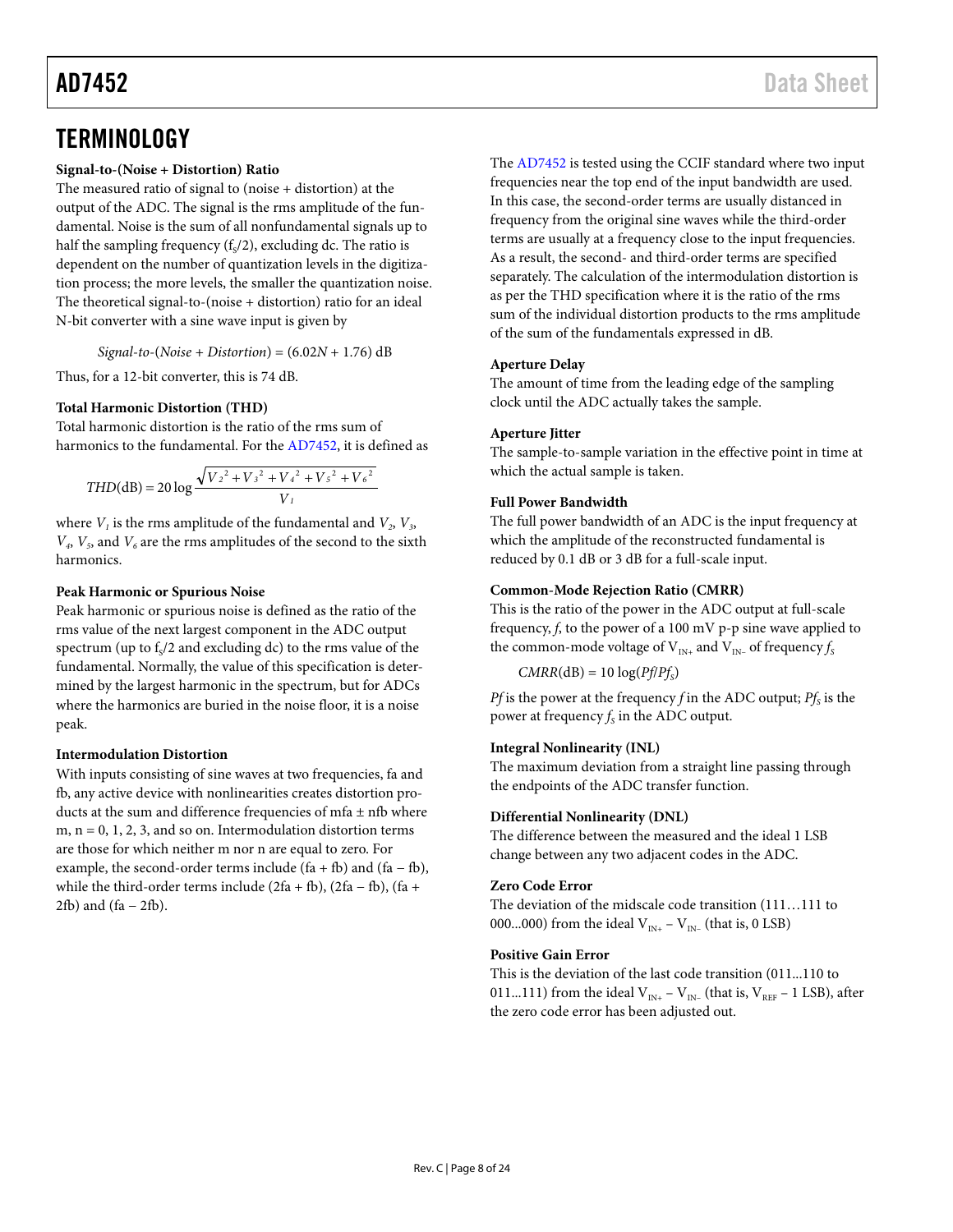# TERMINOLOGY

### Signal-to-(Noise + Distortion) Ratio

The measured ratio of signal to (noise + distortion) at the output of the ADC. The signal is the rms amplitude of the fundamental. Noise is the sum of all nonfundamental signals up to half the sampling frequency ($f_S/2$), excluding dc. The ratio is dependent on the number of quantization levels in the digitization process; the more levels, the smaller the quantization noise. The theoretical signal-to-(noise + distortion) ratio for an ideal N-bit converter with a sine wave input is given by

$$Signal\text{-}to\text{-}(Noise + Distortion) = (6.02N + 1.76)\ \text{dB}$$

Thus, for a 12-bit converter, this is 74 dB.

### Total Harmonic Distortion (THD)

Total harmonic distortion is the ratio of the rms sum of harmonics to the fundamental. For the AD7452, it is defined as

$$THD(\text{dB}) = 20 \log \frac{\sqrt{V_2^2 + V_3^2 + V_4^2 + V_5^2 + V_6^2}}{V_1}$$

where $V_1$ is the rms amplitude of the fundamental and $V_2$, $V_3$, $V_4$, $V_5$, and $V_6$ are the rms amplitudes of the second to the sixth harmonics.

### Peak Harmonic or Spurious Noise

Peak harmonic or spurious noise is defined as the ratio of the rms value of the next largest component in the ADC output spectrum (up to $f_S/2$ and excluding dc) to the rms value of the fundamental. Normally, the value of this specification is determined by the largest harmonic in the spectrum, but for ADCs where the harmonics are buried in the noise floor, it is a noise peak.

### Intermodulation Distortion

With inputs consisting of sine waves at two frequencies, fa and fb, any active device with nonlinearities creates distortion products at the sum and difference frequencies of mfa ± nfb where m, n = 0, 1, 2, 3, and so on. Intermodulation distortion terms are those for which neither m nor n are equal to zero. For example, the second-order terms include (fa + fb) and (fa − fb), while the third-order terms include (2fa + fb), (2fa − fb), (fa + 2fb) and (fa − 2fb).

The AD7452 is tested using the CCIF standard where two input frequencies near the top end of the input bandwidth are used. In this case, the second-order terms are usually distanced in frequency from the original sine waves while the third-order terms are usually at a frequency close to the input frequencies. As a result, the second- and third-order terms are specified separately. The calculation of the intermodulation distortion is as per the THD specification where it is the ratio of the rms sum of the individual distortion products to the rms amplitude of the sum of the fundamentals expressed in dB.

### Aperture Delay

The amount of time from the leading edge of the sampling clock until the ADC actually takes the sample.

### Aperture Jitter

The sample-to-sample variation in the effective point in time at which the actual sample is taken.

### Full Power Bandwidth

The full power bandwidth of an ADC is the input frequency at which the amplitude of the reconstructed fundamental is reduced by 0.1 dB or 3 dB for a full-scale input.

### Common-Mode Rejection Ratio (CMRR)

This is the ratio of the power in the ADC output at full-scale frequency, $f$, to the power of a 100 mV p-p sine wave applied to the common-mode voltage of $V_{IN+}$ and $V_{IN-}$ of frequency $f_S$

$$CMRR(\text{dB}) = 10 \log(Pf/Pf_S)$$

$Pf$ is the power at the frequency $f$ in the ADC output; $Pf_S$ is the power at frequency $f_S$ in the ADC output.

### Integral Nonlinearity (INL)

The maximum deviation from a straight line passing through the endpoints of the ADC transfer function.

### Differential Nonlinearity (DNL)

The difference between the measured and the ideal 1 LSB change between any two adjacent codes in the ADC.

### Zero Code Error

The deviation of the midscale code transition (111…111 to 000...000) from the ideal $V_{IN+} - V_{IN-}$ (that is, 0 LSB)

### Positive Gain Error

This is the deviation of the last code transition (011...110 to 011...111) from the ideal $V_{IN+} - V_{IN-}$ (that is, $V_{REF}$ − 1 LSB), after the zero code error has been adjusted out.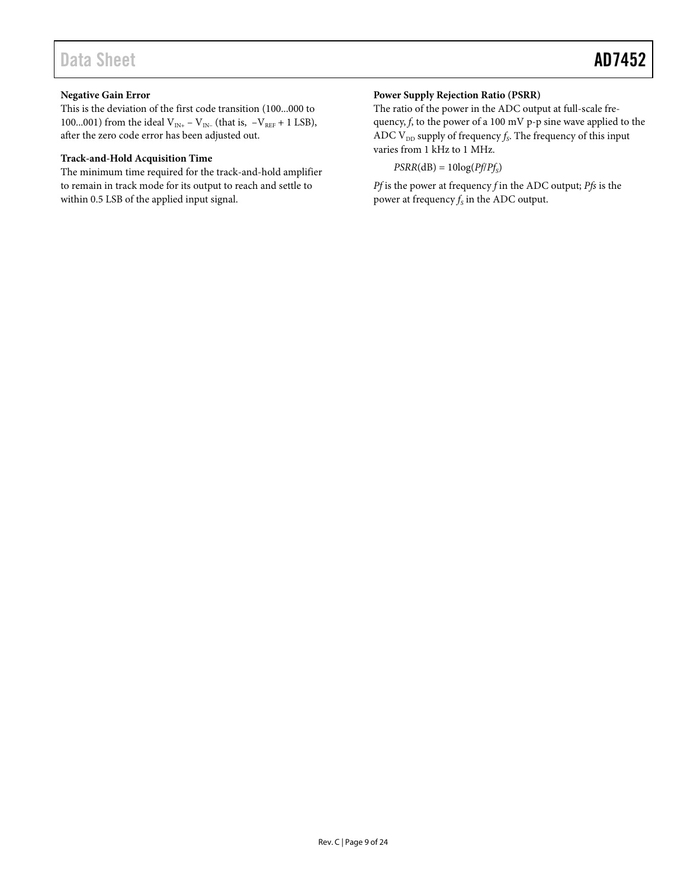### Negative Gain Error

This is the deviation of the first code transition (100...000 to 100...001) from the ideal $V_{IN+} - V_{IN-}$ (that is, $-V_{REF} + 1$ LSB), after the zero code error has been adjusted out.

### Track-and-Hold Acquisition Time

The minimum time required for the track-and-hold amplifier to remain in track mode for its output to reach and settle to within 0.5 LSB of the applied input signal.

### Power Supply Rejection Ratio (PSRR)

The ratio of the power in the ADC output at full-scale frequency, $f$, to the power of a 100 mV p-p sine wave applied to the ADC $V_{DD}$ supply of frequency $f_S$. The frequency of this input varies from 1 kHz to 1 MHz.

$$PSRR(\text{dB}) = 10\log(Pf/Pf_S)$$

$Pf$ is the power at frequency $f$ in the ADC output; $Pfs$ is the power at frequency $f_S$ in the ADC output.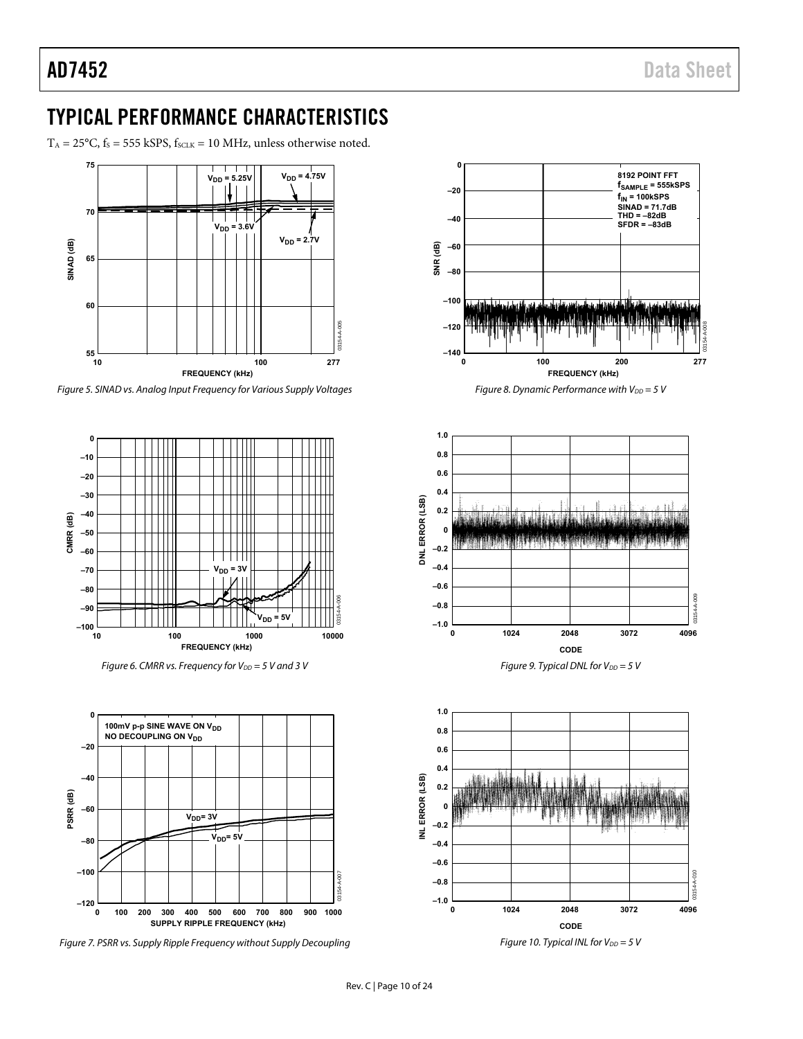## TYPICAL PERFORMANCE CHARACTERISTICS

$T_A = 25°C$, $f_S = 555$ kSPS, $f_{SCLK} = 10$ MHz, unless otherwise noted.

*Figure 5. SINAD vs. Analog Input Frequency for Various Supply Voltages*

*Figure 6. CMRR vs. Frequency for $V_{DD}$ = 5 V and 3 V*

*Figure 7. PSRR vs. Supply Ripple Frequency without Supply Decoupling*

*Figure 8. Dynamic Performance with $V_{DD}$ = 5 V*

*Figure 9. Typical DNL for $V_{DD}$ = 5 V*

*Figure 10. Typical INL for $V_{DD}$ = 5 V*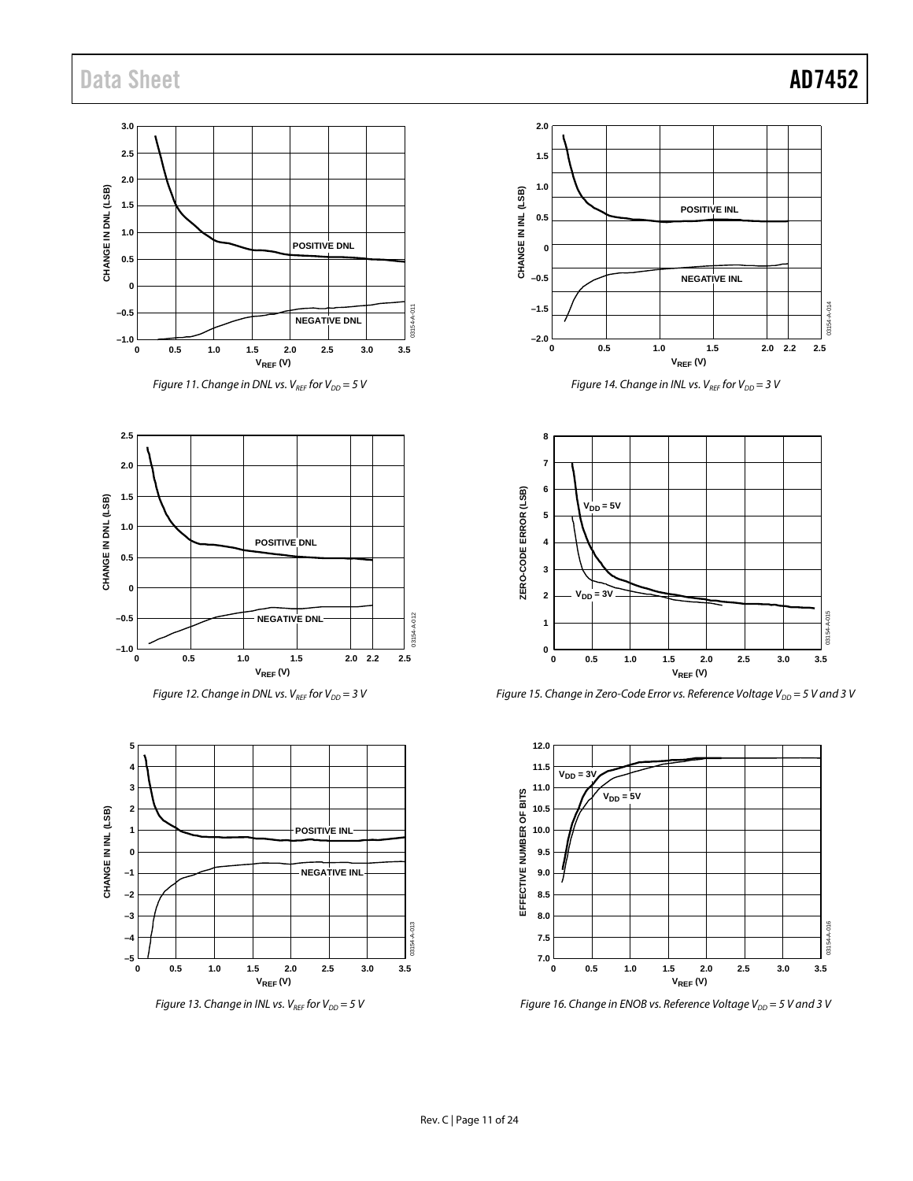Figure 11. Change in DNL vs. $V_{REF}$ for $V_{DD}$ = 5 V

Figure 12. Change in DNL vs. $V_{REF}$ for $V_{DD}$ = 3 V

Figure 13. Change in INL vs. $V_{REF}$ for $V_{DD}$ = 5 V

Figure 14. Change in INL vs. $V_{REF}$ for $V_{DD}$ = 3 V

Figure 15. Change in Zero-Code Error vs. Reference Voltage $V_{DD}$ = 5 V and 3 V

Figure 16. Change in ENOB vs. Reference Voltage $V_{DD}$ = 5 V and 3 V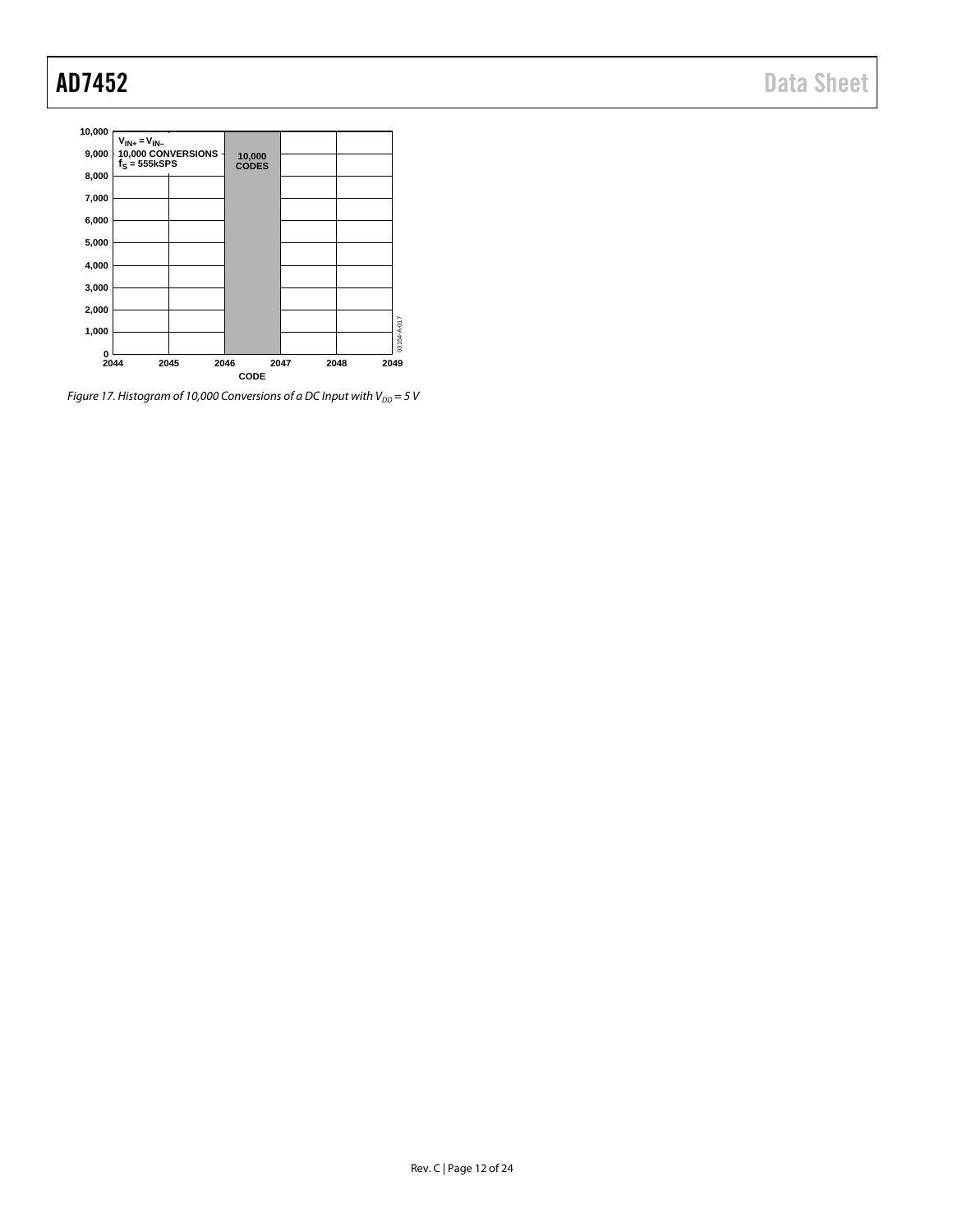Figure 17. Histogram of 10,000 Conversions of a DC Input with $V_{DD}$ = 5 V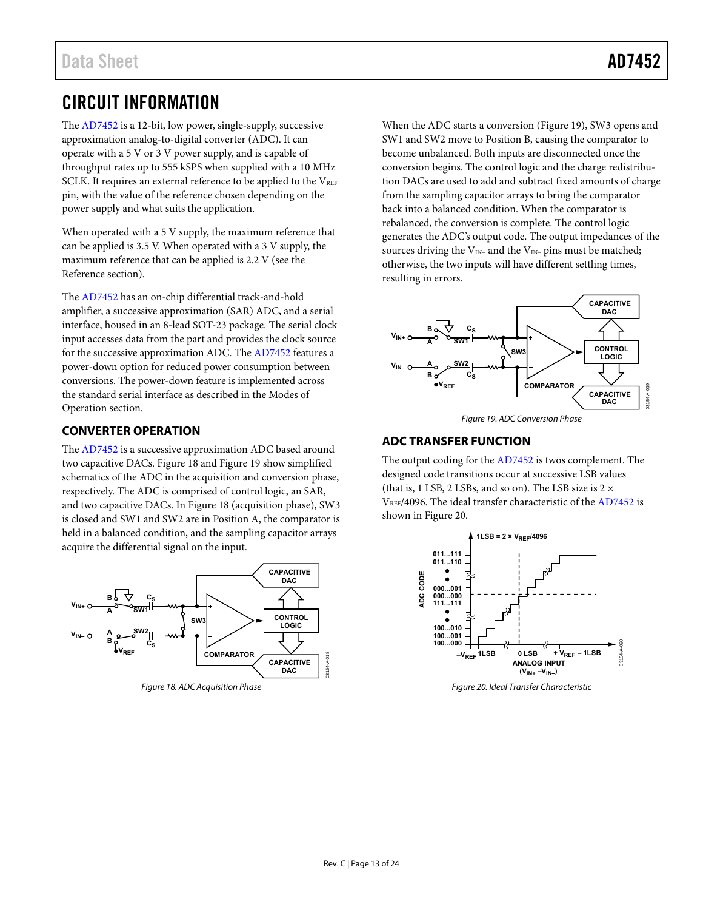# CIRCUIT INFORMATION

The AD7452 is a 12-bit, low power, single-supply, successive approximation analog-to-digital converter (ADC). It can operate with a 5 V or 3 V power supply, and is capable of throughput rates up to 555 kSPS when supplied with a 10 MHz SCLK. It requires an external reference to be applied to the $V_{REF}$ pin, with the value of the reference chosen depending on the power supply and what suits the application.

When operated with a 5 V supply, the maximum reference that can be applied is 3.5 V. When operated with a 3 V supply, the maximum reference that can be applied is 2.2 V (see the Reference section).

The AD7452 has an on-chip differential track-and-hold amplifier, a successive approximation (SAR) ADC, and a serial interface, housed in an 8-lead SOT-23 package. The serial clock input accesses data from the part and provides the clock source for the successive approximation ADC. The AD7452 features a power-down option for reduced power consumption between conversions. The power-down feature is implemented across the standard serial interface as described in the Modes of Operation section.

## CONVERTER OPERATION

The AD7452 is a successive approximation ADC based around two capacitive DACs. Figure 18 and Figure 19 show simplified schematics of the ADC in the acquisition and conversion phase, respectively. The ADC is comprised of control logic, an SAR, and two capacitive DACs. In Figure 18 (acquisition phase), SW3 is closed and SW1 and SW2 are in Position A, the comparator is held in a balanced condition, and the sampling capacitor arrays acquire the differential signal on the input.

*Figure 18. ADC Acquisition Phase*

When the ADC starts a conversion (Figure 19), SW3 opens and SW1 and SW2 move to Position B, causing the comparator to become unbalanced. Both inputs are disconnected once the conversion begins. The control logic and the charge redistribution DACs are used to add and subtract fixed amounts of charge from the sampling capacitor arrays to bring the comparator back into a balanced condition. When the comparator is rebalanced, the conversion is complete. The control logic generates the ADC's output code. The output impedances of the sources driving the $V_{IN+}$ and the $V_{IN-}$ pins must be matched; otherwise, the two inputs will have different settling times, resulting in errors.

*Figure 19. ADC Conversion Phase*

## ADC TRANSFER FUNCTION

The output coding for the AD7452 is twos complement. The designed code transitions occur at successive LSB values (that is, 1 LSB, 2 LSBs, and so on). The LSB size is $2 \times V_{REF}/4096$. The ideal transfer characteristic of the AD7452 is shown in Figure 20.

*Figure 20. Ideal Transfer Characteristic*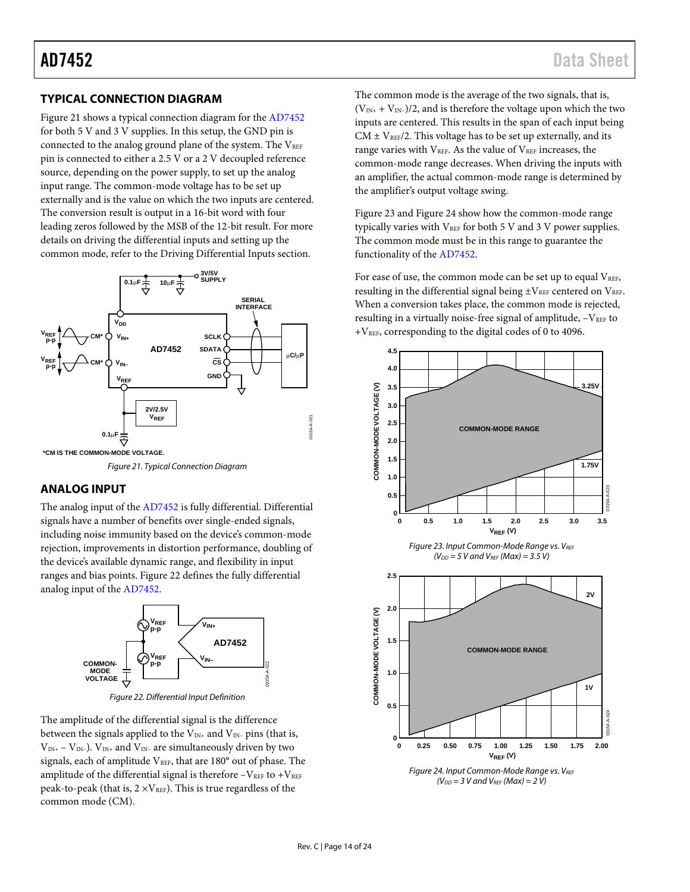## TYPICAL CONNECTION DIAGRAM

Figure 21 shows a typical connection diagram for the AD7452 for both 5 V and 3 V supplies. In this setup, the GND pin is connected to the analog ground plane of the system. The $V_{REF}$ pin is connected to either a 2.5 V or a 2 V decoupled reference source, depending on the power supply, to set up the analog input range. The common-mode voltage has to be set up externally and is the value on which the two inputs are centered. The conversion result is output in a 16-bit word with four leading zeros followed by the MSB of the 12-bit result. For more details on driving the differential inputs and setting up the common mode, refer to the Driving Differential Inputs section.

*CM IS THE COMMON-MODE VOLTAGE.

*Figure 21. Typical Connection Diagram*

## ANALOG INPUT

The analog input of the AD7452 is fully differential. Differential signals have a number of benefits over single-ended signals, including noise immunity based on the device's common-mode rejection, improvements in distortion performance, doubling of the device's available dynamic range, and flexibility in input ranges and bias points. Figure 22 defines the fully differential analog input of the AD7452.

*Figure 22. Differential Input Definition*

The amplitude of the differential signal is the difference between the signals applied to the $V_{IN+}$ and $V_{IN-}$ pins (that is, $V_{IN+} - V_{IN-}$). $V_{IN+}$ and $V_{IN-}$ are simultaneously driven by two signals, each of amplitude $V_{REF}$, that are 180° out of phase. The amplitude of the differential signal is therefore $-V_{REF}$ to $+V_{REF}$ peak-to-peak (that is, $2 \times V_{REF}$). This is true regardless of the common mode (CM).

The common mode is the average of the two signals, that is, $(V_{IN+} + V_{IN-})/2$, and is therefore the voltage upon which the two inputs are centered. This results in the span of each input being CM ± $V_{REF}/2$. This voltage has to be set up externally, and its range varies with $V_{REF}$. As the value of $V_{REF}$ increases, the common-mode range decreases. When driving the inputs with an amplifier, the actual common-mode range is determined by the amplifier's output voltage swing.

Figure 23 and Figure 24 show how the common-mode range typically varies with $V_{REF}$ for both 5 V and 3 V power supplies. The common mode must be in this range to guarantee the functionality of the AD7452.

For ease of use, the common mode can be set up to equal $V_{REF}$, resulting in the differential signal being $\pm V_{REF}$ centered on $V_{REF}$. When a conversion takes place, the common mode is rejected, resulting in a virtually noise-free signal of amplitude, $-V_{REF}$ to $+V_{REF}$, corresponding to the digital codes of 0 to 4096.

*Figure 23. Input Common-Mode Range vs. $V_{REF}$ ($V_{DD}$ = 5 V and $V_{REF}$ (Max) = 3.5 V)*

*Figure 24. Input Common-Mode Range vs. $V_{REF}$ ($V_{DD}$ = 3 V and $V_{REF}$ (Max) = 2 V)*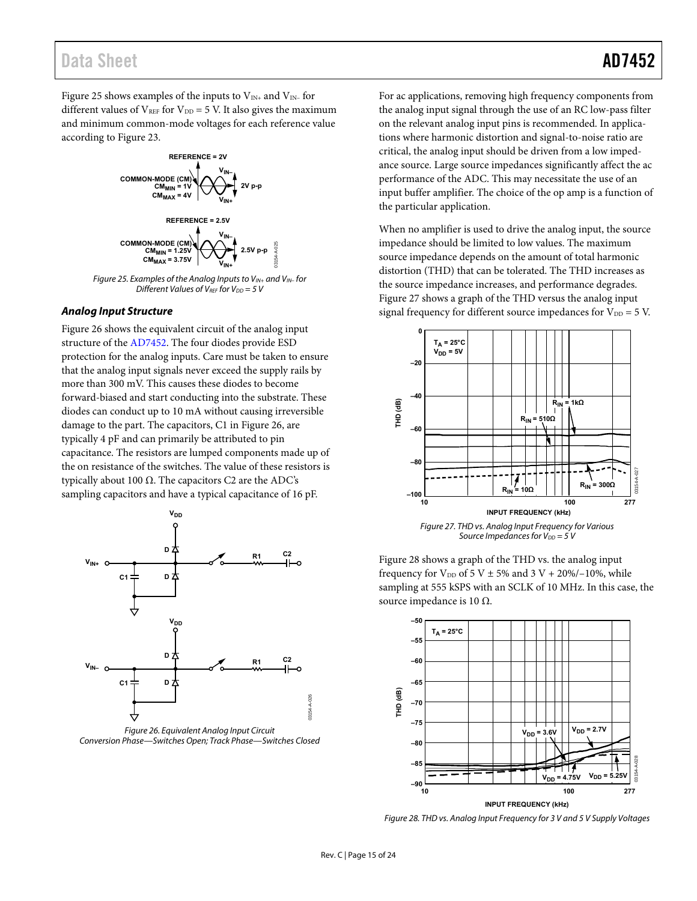Figure 25 shows examples of the inputs to $V_{IN+}$ and $V_{IN-}$ for different values of $V_{REF}$ for $V_{DD}$ = 5 V. It also gives the maximum and minimum common-mode voltages for each reference value according to Figure 23.

Figure 25. Examples of the Analog Inputs to $V_{IN+}$ and $V_{IN-}$ for Different Values of $V_{REF}$ for $V_{DD}$ = 5 V

### *Analog Input Structure*

Figure 26 shows the equivalent circuit of the analog input structure of the AD7452. The four diodes provide ESD protection for the analog inputs. Care must be taken to ensure that the analog input signals never exceed the supply rails by more than 300 mV. This causes these diodes to become forward-biased and start conducting into the substrate. These diodes can conduct up to 10 mA without causing irreversible damage to the part. The capacitors, C1 in Figure 26, are typically 4 pF and can primarily be attributed to pin capacitance. The resistors are lumped components made up of the on resistance of the switches. The value of these resistors is typically about 100 Ω. The capacitors C2 are the ADC's sampling capacitors and have a typical capacitance of 16 pF.

Figure 26. Equivalent Analog Input Circuit Conversion Phase—Switches Open; Track Phase—Switches Closed

For ac applications, removing high frequency components from the analog input signal through the use of an RC low-pass filter on the relevant analog input pins is recommended. In applications where harmonic distortion and signal-to-noise ratio are critical, the analog input should be driven from a low impedance source. Large source impedances significantly affect the ac performance of the ADC. This may necessitate the use of an input buffer amplifier. The choice of the op amp is a function of the particular application.

When no amplifier is used to drive the analog input, the source impedance should be limited to low values. The maximum source impedance depends on the amount of total harmonic distortion (THD) that can be tolerated. The THD increases as the source impedance increases, and performance degrades. Figure 27 shows a graph of the THD versus the analog input signal frequency for different source impedances for $V_{DD}$ = 5 V.

Figure 27. THD vs. Analog Input Frequency for Various Source Impedances for $V_{DD}$ = 5 V

Figure 28 shows a graph of the THD vs. the analog input frequency for $V_{DD}$ of 5 V ± 5% and 3 V + 20%/−10%, while sampling at 555 kSPS with an SCLK of 10 MHz. In this case, the source impedance is 10 Ω.

Figure 28. THD vs. Analog Input Frequency for 3 V and 5 V Supply Voltages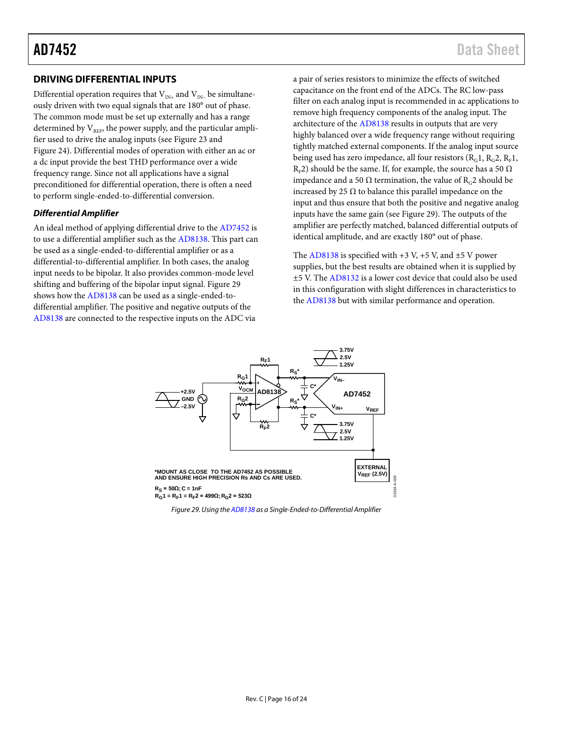## DRIVING DIFFERENTIAL INPUTS

Differential operation requires that $V_{IN+}$ and $V_{IN-}$ be simultaneously driven with two equal signals that are 180° out of phase. The common mode must be set up externally and has a range determined by $V_{REF}$, the power supply, and the particular amplifier used to drive the analog inputs (see Figure 23 and Figure 24). Differential modes of operation with either an ac or a dc input provide the best THD performance over a wide frequency range. Since not all applications have a signal preconditioned for differential operation, there is often a need to perform single-ended-to-differential conversion.

### *Differential Amplifier*

An ideal method of applying differential drive to the AD7452 is to use a differential amplifier such as the AD8138. This part can be used as a single-ended-to-differential amplifier or as a differential-to-differential amplifier. In both cases, the analog input needs to be bipolar. It also provides common-mode level shifting and buffering of the bipolar input signal. Figure 29 shows how the AD8138 can be used as a single-ended-to-differential amplifier. The positive and negative outputs of the AD8138 are connected to the respective inputs on the ADC via a pair of series resistors to minimize the effects of switched capacitance on the front end of the ADCs. The RC low-pass filter on each analog input is recommended in ac applications to remove high frequency components of the analog input. The architecture of the AD8138 results in outputs that are very highly balanced over a wide frequency range without requiring tightly matched external components. If the analog input source being used has zero impedance, all four resistors ($R_G1$, $R_G2$, $R_F1$, $R_F2$) should be the same. If, for example, the source has a 50 Ω impedance and a 50 Ω termination, the value of $R_G2$ should be increased by 25 Ω to balance this parallel impedance on the input and thus ensure that both the positive and negative analog inputs have the same gain (see Figure 29). The outputs of the amplifier are perfectly matched, balanced differential outputs of identical amplitude, and are exactly 180° out of phase.

The AD8138 is specified with +3 V, +5 V, and ±5 V power supplies, but the best results are obtained when it is supplied by ±5 V. The AD8132 is a lower cost device that could also be used in this configuration with slight differences in characteristics to the AD8138 but with similar performance and operation.

*MOUNT AS CLOSE TO THE AD7452 AS POSSIBLE AND ENSURE HIGH PRECISION Rs AND Cs ARE USED.

$R_S$ = 50Ω; C = 1nF
$R_G1$ = $R_F1$ = $R_F2$ = 499Ω; $R_G2$ = 523Ω

*Figure 29. Using the AD8138 as a Single-Ended-to-Differential Amplifier*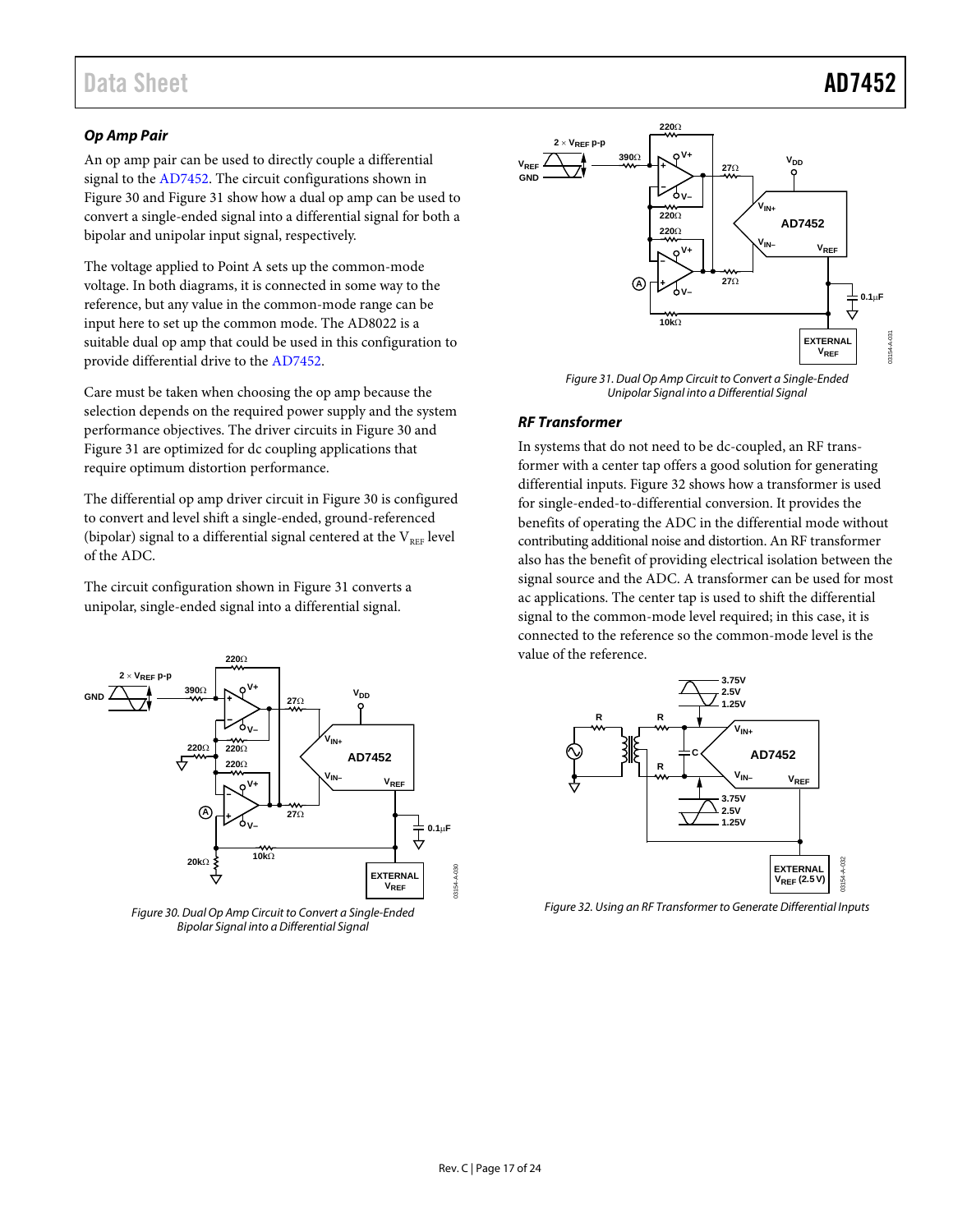### Op Amp Pair

An op amp pair can be used to directly couple a differential signal to the AD7452. The circuit configurations shown in Figure 30 and Figure 31 show how a dual op amp can be used to convert a single-ended signal into a differential signal for both a bipolar and unipolar input signal, respectively.

The voltage applied to Point A sets up the common-mode voltage. In both diagrams, it is connected in some way to the reference, but any value in the common-mode range can be input here to set up the common mode. The AD8022 is a suitable dual op amp that could be used in this configuration to provide differential drive to the AD7452.

Care must be taken when choosing the op amp because the selection depends on the required power supply and the system performance objectives. The driver circuits in Figure 30 and Figure 31 are optimized for dc coupling applications that require optimum distortion performance.

The differential op amp driver circuit in Figure 30 is configured to convert and level shift a single-ended, ground-referenced (bipolar) signal to a differential signal centered at the $V_{REF}$ level of the ADC.

The circuit configuration shown in Figure 31 converts a unipolar, single-ended signal into a differential signal.

Figure 30. Dual Op Amp Circuit to Convert a Single-Ended Bipolar Signal into a Differential Signal

Figure 31. Dual Op Amp Circuit to Convert a Single-Ended Unipolar Signal into a Differential Signal

### RF Transformer

In systems that do not need to be dc-coupled, an RF transformer with a center tap offers a good solution for generating differential inputs. Figure 32 shows how a transformer is used for single-ended-to-differential conversion. It provides the benefits of operating the ADC in the differential mode without contributing additional noise and distortion. An RF transformer also has the benefit of providing electrical isolation between the signal source and the ADC. A transformer can be used for most ac applications. The center tap is used to shift the differential signal to the common-mode level required; in this case, it is connected to the reference so the common-mode level is the value of the reference.

Figure 32. Using an RF Transformer to Generate Differential Inputs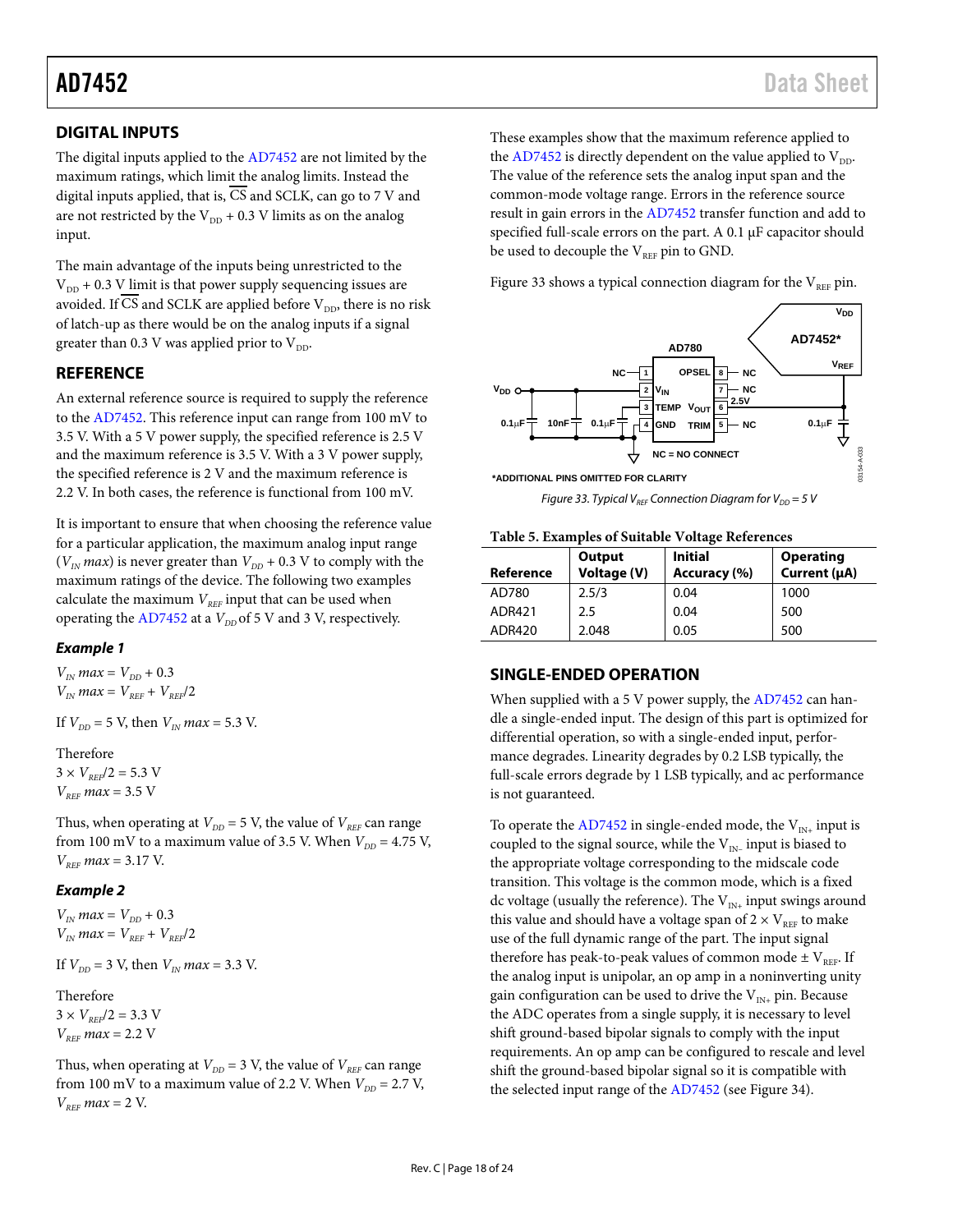## DIGITAL INPUTS

The digital inputs applied to the AD7452 are not limited by the maximum ratings, which limit the analog limits. Instead the digital inputs applied, that is, $\overline{CS}$ and SCLK, can go to 7 V and are not restricted by the $V_{DD}$ + 0.3 V limits as on the analog input.

The main advantage of the inputs being unrestricted to the $V_{DD}$ + 0.3 V limit is that power supply sequencing issues are avoided. If $\overline{CS}$ and SCLK are applied before $V_{DD}$, there is no risk of latch-up as there would be on the analog inputs if a signal greater than 0.3 V was applied prior to $V_{DD}$.

## REFERENCE

An external reference source is required to supply the reference to the AD7452. This reference input can range from 100 mV to 3.5 V. With a 5 V power supply, the specified reference is 2.5 V and the maximum reference is 3.5 V. With a 3 V power supply, the specified reference is 2 V and the maximum reference is 2.2 V. In both cases, the reference is functional from 100 mV.

It is important to ensure that when choosing the reference value for a particular application, the maximum analog input range ($V_{IN}$ *max*) is never greater than $V_{DD}$ + 0.3 V to comply with the maximum ratings of the device. The following two examples calculate the maximum $V_{REF}$ input that can be used when operating the AD7452 at a $V_{DD}$ of 5 V and 3 V, respectively.

### Example 1

$V_{IN}\ max = V_{DD} + 0.3$
$V_{IN}\ max = V_{REF} + V_{REF}/2$

If $V_{DD}$ = 5 V, then $V_{IN}$ *max* = 5.3 V.

Therefore
$3 \times V_{REF}/2 = 5.3$ V
$V_{REF}\ max = 3.5$ V

Thus, when operating at $V_{DD}$ = 5 V, the value of $V_{REF}$ can range from 100 mV to a maximum value of 3.5 V. When $V_{DD}$ = 4.75 V, $V_{REF}$ *max* = 3.17 V.

### Example 2

$V_{IN}\ max = V_{DD} + 0.3$
$V_{IN}\ max = V_{REF} + V_{REF}/2$

If $V_{DD}$ = 3 V, then $V_{IN}$ *max* = 3.3 V.

Therefore
$3 \times V_{REF}/2 = 3.3$ V
$V_{REF}\ max = 2.2$ V

Thus, when operating at $V_{DD}$ = 3 V, the value of $V_{REF}$ can range from 100 mV to a maximum value of 2.2 V. When $V_{DD}$ = 2.7 V, $V_{REF}$ *max* = 2 V.

These examples show that the maximum reference applied to the AD7452 is directly dependent on the value applied to $V_{DD}$. The value of the reference sets the analog input span and the common-mode voltage range. Errors in the reference source result in gain errors in the AD7452 transfer function and add to specified full-scale errors on the part. A 0.1 µF capacitor should be used to decouple the $V_{REF}$ pin to GND.

Figure 33 shows a typical connection diagram for the $V_{REF}$ pin.

*Figure 33. Typical $V_{REF}$ Connection Diagram for $V_{DD}$ = 5 V*

**Table 5. Examples of Suitable Voltage References**

| Reference | Output Voltage (V) | Initial Accuracy (%) | Operating Current (µA) |
|---|---|---|---|
| AD780 | 2.5/3 | 0.04 | 1000 |
| ADR421 | 2.5 | 0.04 | 500 |
| ADR420 | 2.048 | 0.05 | 500 |

## SINGLE-ENDED OPERATION

When supplied with a 5 V power supply, the AD7452 can handle a single-ended input. The design of this part is optimized for differential operation, so with a single-ended input, performance degrades. Linearity degrades by 0.2 LSB typically, the full-scale errors degrade by 1 LSB typically, and ac performance is not guaranteed.

To operate the AD7452 in single-ended mode, the $V_{IN+}$ input is coupled to the signal source, while the $V_{IN-}$ input is biased to the appropriate voltage corresponding to the midscale code transition. This voltage is the common mode, which is a fixed dc voltage (usually the reference). The $V_{IN+}$ input swings around this value and should have a voltage span of $2 \times V_{REF}$ to make use of the full dynamic range of the part. The input signal therefore has peak-to-peak values of common mode ± $V_{REF}$. If the analog input is unipolar, an op amp in a noninverting unity gain configuration can be used to drive the $V_{IN+}$ pin. Because the ADC operates from a single supply, it is necessary to level shift ground-based bipolar signals to comply with the input requirements. An op amp can be configured to rescale and level shift the ground-based bipolar signal so it is compatible with the selected input range of the AD7452 (see Figure 34).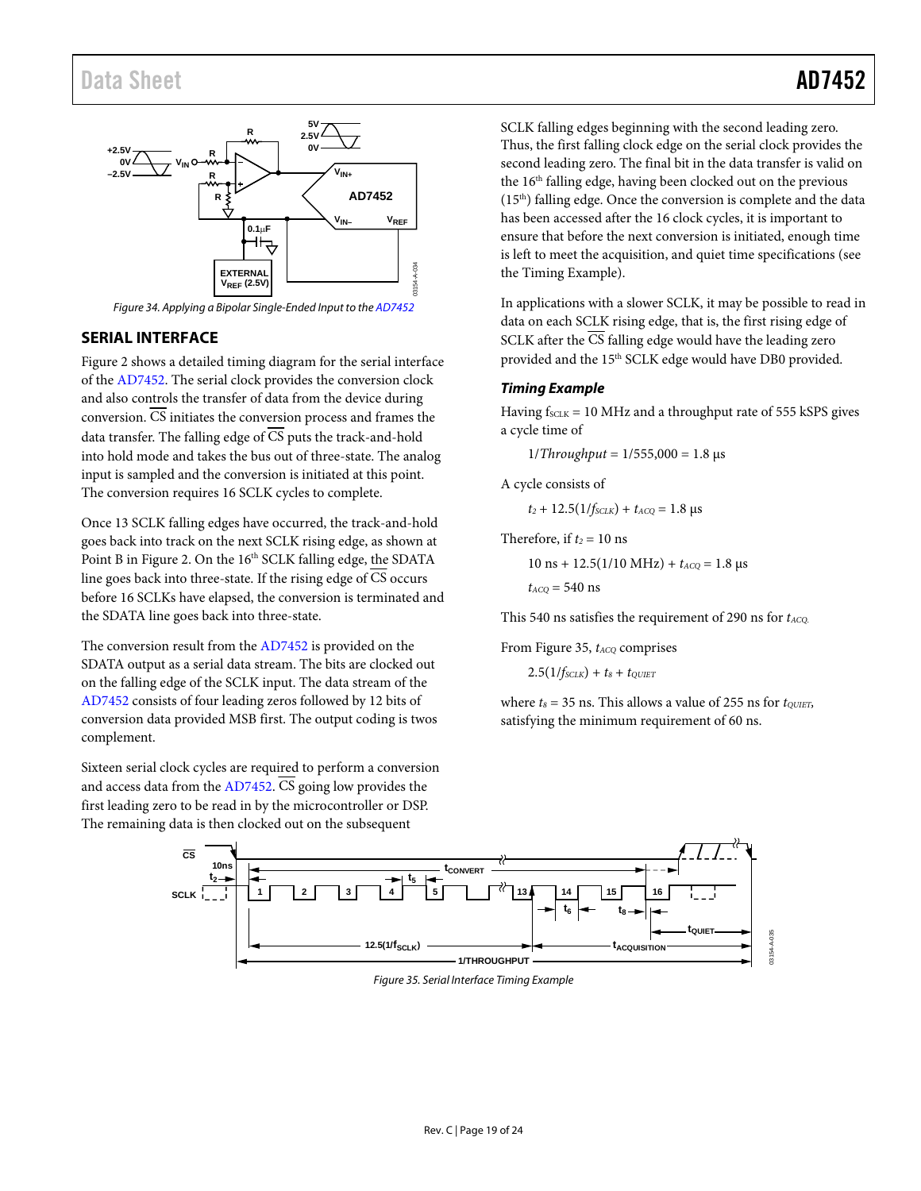Figure 34. Applying a Bipolar Single-Ended Input to the AD7452

## SERIAL INTERFACE

Figure 2 shows a detailed timing diagram for the serial interface of the AD7452. The serial clock provides the conversion clock and also controls the transfer of data from the device during conversion. CS initiates the conversion process and frames the data transfer. The falling edge of CS puts the track-and-hold into hold mode and takes the bus out of three-state. The analog input is sampled and the conversion is initiated at this point. The conversion requires 16 SCLK cycles to complete.

Once 13 SCLK falling edges have occurred, the track-and-hold goes back into track on the next SCLK rising edge, as shown at Point B in Figure 2. On the 16th SCLK falling edge, the SDATA line goes back into three-state. If the rising edge of CS occurs before 16 SCLKs have elapsed, the conversion is terminated and the SDATA line goes back into three-state.

The conversion result from the AD7452 is provided on the SDATA output as a serial data stream. The bits are clocked out on the falling edge of the SCLK input. The data stream of the AD7452 consists of four leading zeros followed by 12 bits of conversion data provided MSB first. The output coding is twos complement.

Sixteen serial clock cycles are required to perform a conversion and access data from the AD7452. CS going low provides the first leading zero to be read in by the microcontroller or DSP. The remaining data is then clocked out on the subsequent SCLK falling edges beginning with the second leading zero. Thus, the first falling clock edge on the serial clock provides the second leading zero. The final bit in the data transfer is valid on the 16th falling edge, having been clocked out on the previous (15th) falling edge. Once the conversion is complete and the data has been accessed after the 16 clock cycles, it is important to ensure that before the next conversion is initiated, enough time is left to meet the acquisition, and quiet time specifications (see the Timing Example).

In applications with a slower SCLK, it may be possible to read in data on each SCLK rising edge, that is, the first rising edge of SCLK after the CS falling edge would have the leading zero provided and the 15th SCLK edge would have DB0 provided.

### *Timing Example*

Having $f_{SCLK}$ = 10 MHz and a throughput rate of 555 kSPS gives a cycle time of

$$1/Throughput = 1/555{,}000 = 1.8\ \mu s$$

A cycle consists of

$$t_2 + 12.5(1/f_{SCLK}) + t_{ACQ} = 1.8\ \mu s$$

Therefore, if $t_2$ = 10 ns

$$10\ ns + 12.5(1/10\ MHz) + t_{ACQ} = 1.8\ \mu s$$

$$t_{ACQ} = 540\ ns$$

This 540 ns satisfies the requirement of 290 ns for $t_{ACQ}$.

From Figure 35, $t_{ACQ}$ comprises

$$2.5(1/f_{SCLK}) + t_8 + t_{QUIET}$$

where $t_8$ = 35 ns. This allows a value of 255 ns for $t_{QUIET}$, satisfying the minimum requirement of 60 ns.

Figure 35. Serial Interface Timing Example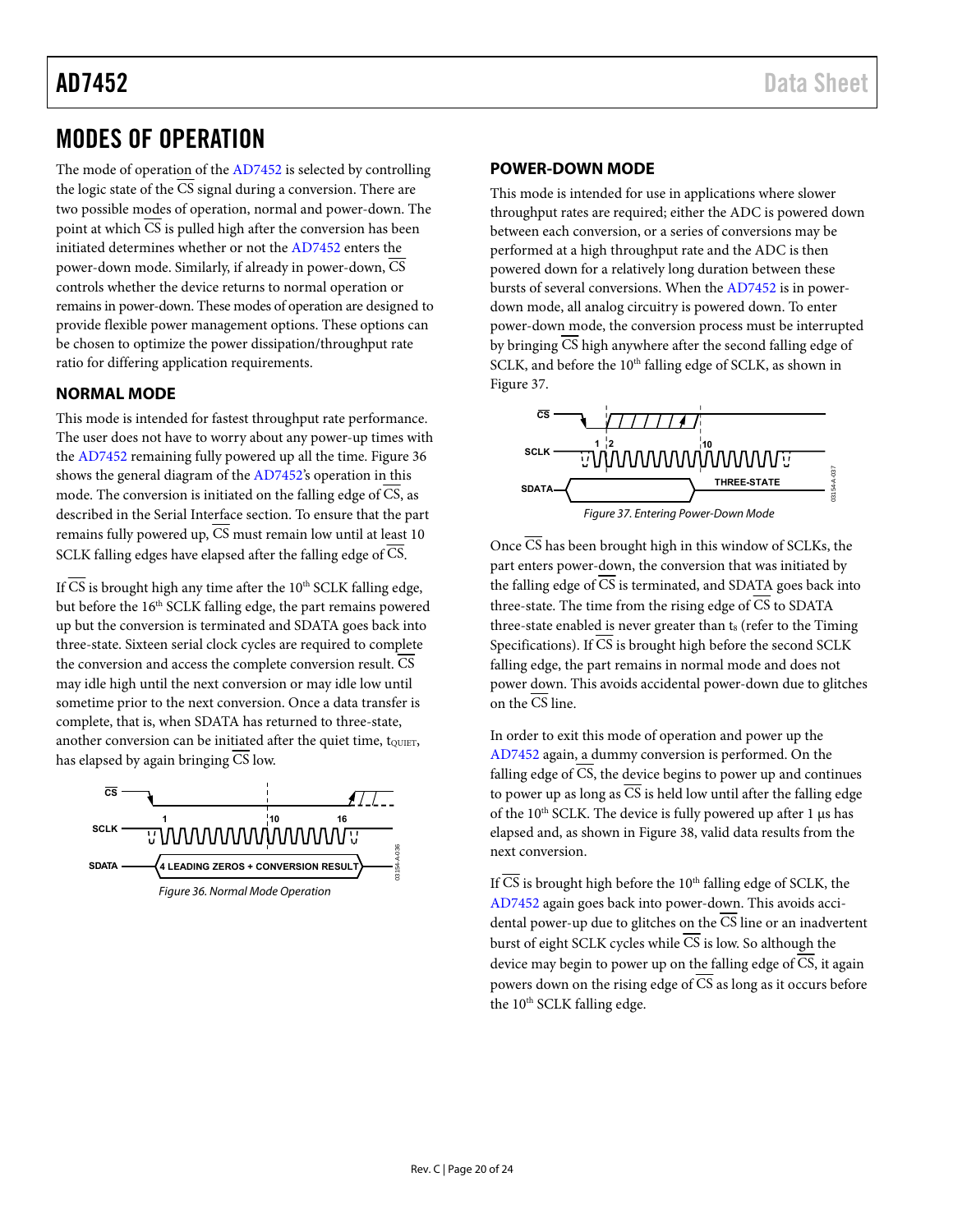# MODES OF OPERATION

The mode of operation of the AD7452 is selected by controlling the logic state of the $\overline{CS}$ signal during a conversion. There are two possible modes of operation, normal and power-down. The point at which $\overline{CS}$ is pulled high after the conversion has been initiated determines whether or not the AD7452 enters the power-down mode. Similarly, if already in power-down, $\overline{CS}$ controls whether the device returns to normal operation or remains in power-down. These modes of operation are designed to provide flexible power management options. These options can be chosen to optimize the power dissipation/throughput rate ratio for differing application requirements.

## NORMAL MODE

This mode is intended for fastest throughput rate performance. The user does not have to worry about any power-up times with the AD7452 remaining fully powered up all the time. Figure 36 shows the general diagram of the AD7452's operation in this mode. The conversion is initiated on the falling edge of $\overline{CS}$, as described in the Serial Interface section. To ensure that the part remains fully powered up, $\overline{CS}$ must remain low until at least 10 SCLK falling edges have elapsed after the falling edge of $\overline{CS}$.

If $\overline{CS}$ is brought high any time after the 10th SCLK falling edge, but before the 16th SCLK falling edge, the part remains powered up but the conversion is terminated and SDATA goes back into three-state. Sixteen serial clock cycles are required to complete the conversion and access the complete conversion result. $\overline{CS}$ may idle high until the next conversion or may idle low until sometime prior to the next conversion. Once a data transfer is complete, that is, when SDATA has returned to three-state, another conversion can be initiated after the quiet time, $t_{QUIET}$, has elapsed by again bringing $\overline{CS}$ low.

*Figure 36. Normal Mode Operation*

## POWER-DOWN MODE

This mode is intended for use in applications where slower throughput rates are required; either the ADC is powered down between each conversion, or a series of conversions may be performed at a high throughput rate and the ADC is then powered down for a relatively long duration between these bursts of several conversions. When the AD7452 is in power-down mode, all analog circuitry is powered down. To enter power-down mode, the conversion process must be interrupted by bringing $\overline{CS}$ high anywhere after the second falling edge of SCLK, and before the 10th falling edge of SCLK, as shown in Figure 37.

*Figure 37. Entering Power-Down Mode*

Once $\overline{CS}$ has been brought high in this window of SCLKs, the part enters power-down, the conversion that was initiated by the falling edge of $\overline{CS}$ is terminated, and SDATA goes back into three-state. The time from the rising edge of $\overline{CS}$ to SDATA three-state enabled is never greater than $t_8$ (refer to the Timing Specifications). If $\overline{CS}$ is brought high before the second SCLK falling edge, the part remains in normal mode and does not power down. This avoids accidental power-down due to glitches on the $\overline{CS}$ line.

In order to exit this mode of operation and power up the AD7452 again, a dummy conversion is performed. On the falling edge of $\overline{CS}$, the device begins to power up and continues to power up as long as $\overline{CS}$ is held low until after the falling edge of the 10th SCLK. The device is fully powered up after 1 μs has elapsed and, as shown in Figure 38, valid data results from the next conversion.

If $\overline{CS}$ is brought high before the 10th falling edge of SCLK, the AD7452 again goes back into power-down. This avoids accidental power-up due to glitches on the $\overline{CS}$ line or an inadvertent burst of eight SCLK cycles while $\overline{CS}$ is low. So although the device may begin to power up on the falling edge of $\overline{CS}$, it again powers down on the rising edge of $\overline{CS}$ as long as it occurs before the 10th SCLK falling edge.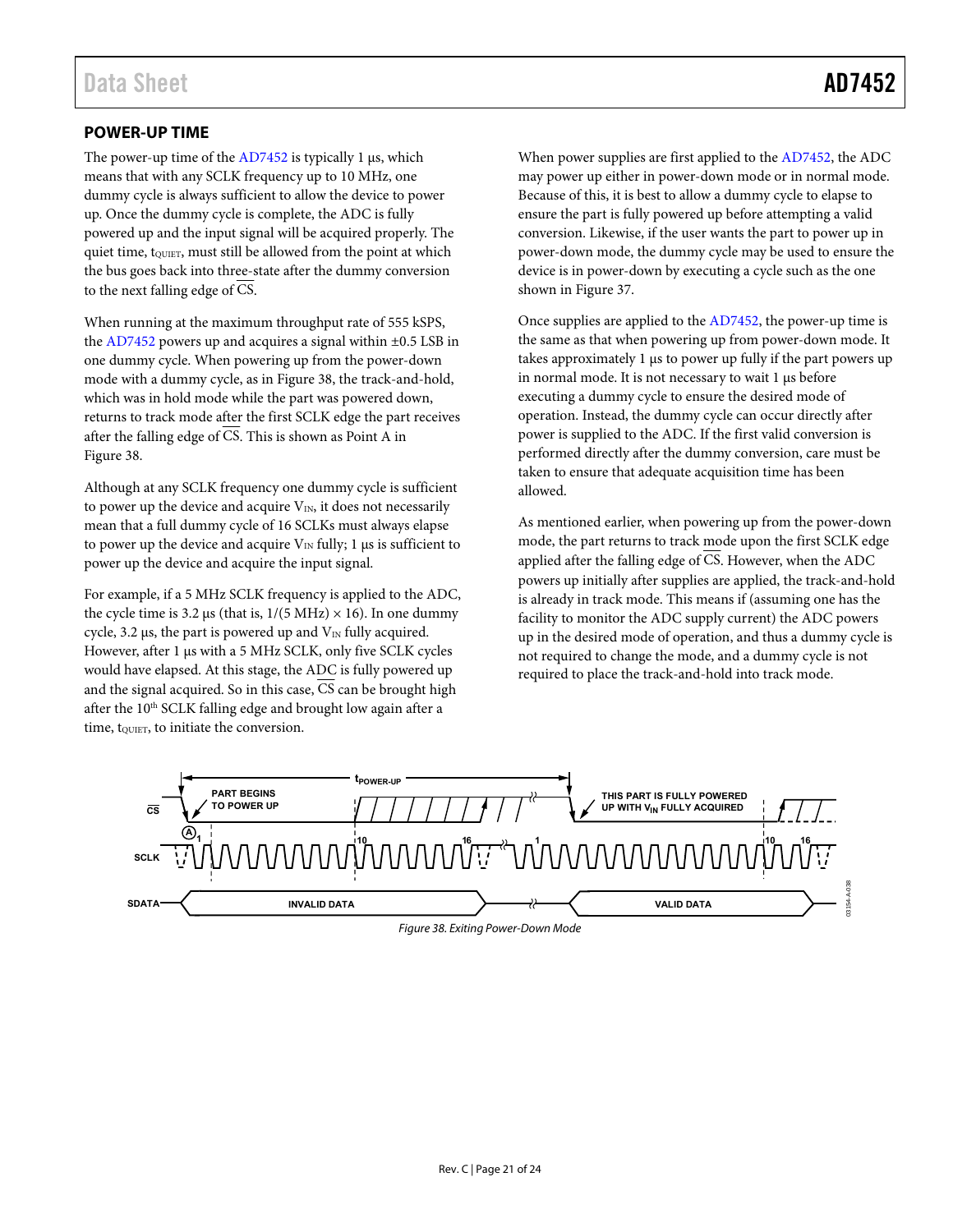## POWER-UP TIME

The power-up time of the AD7452 is typically 1 µs, which means that with any SCLK frequency up to 10 MHz, one dummy cycle is always sufficient to allow the device to power up. Once the dummy cycle is complete, the ADC is fully powered up and the input signal will be acquired properly. The quiet time, $t_{QUIET}$, must still be allowed from the point at which the bus goes back into three-state after the dummy conversion to the next falling edge of $\overline{CS}$.

When running at the maximum throughput rate of 555 kSPS, the AD7452 powers up and acquires a signal within ±0.5 LSB in one dummy cycle. When powering up from the power-down mode with a dummy cycle, as in Figure 38, the track-and-hold, which was in hold mode while the part was powered down, returns to track mode after the first SCLK edge the part receives after the falling edge of $\overline{CS}$. This is shown as Point A in Figure 38.

Although at any SCLK frequency one dummy cycle is sufficient to power up the device and acquire $V_{IN}$, it does not necessarily mean that a full dummy cycle of 16 SCLKs must always elapse to power up the device and acquire $V_{IN}$ fully; 1 µs is sufficient to power up the device and acquire the input signal.

For example, if a 5 MHz SCLK frequency is applied to the ADC, the cycle time is 3.2 µs (that is, 1/(5 MHz) × 16). In one dummy cycle, 3.2 µs, the part is powered up and $V_{IN}$ fully acquired. However, after 1 µs with a 5 MHz SCLK, only five SCLK cycles would have elapsed. At this stage, the ADC is fully powered up and the signal acquired. So in this case, $\overline{CS}$ can be brought high after the 10th SCLK falling edge and brought low again after a time, $t_{QUIET}$, to initiate the conversion.

When power supplies are first applied to the AD7452, the ADC may power up either in power-down mode or in normal mode. Because of this, it is best to allow a dummy cycle to elapse to ensure the part is fully powered up before attempting a valid conversion. Likewise, if the user wants the part to power up in power-down mode, the dummy cycle may be used to ensure the device is in power-down by executing a cycle such as the one shown in Figure 37.

Once supplies are applied to the AD7452, the power-up time is the same as that when powering up from power-down mode. It takes approximately 1 µs to power up fully if the part powers up in normal mode. It is not necessary to wait 1 µs before executing a dummy cycle to ensure the desired mode of operation. Instead, the dummy cycle can occur directly after power is supplied to the ADC. If the first valid conversion is performed directly after the dummy conversion, care must be taken to ensure that adequate acquisition time has been allowed.

As mentioned earlier, when powering up from the power-down mode, the part returns to track mode upon the first SCLK edge applied after the falling edge of $\overline{CS}$. However, when the ADC powers up initially after supplies are applied, the track-and-hold is already in track mode. This means if (assuming one has the facility to monitor the ADC supply current) the ADC powers up in the desired mode of operation, and thus a dummy cycle is not required to change the mode, and a dummy cycle is not required to place the track-and-hold into track mode.

*Figure 38. Exiting Power-Down Mode*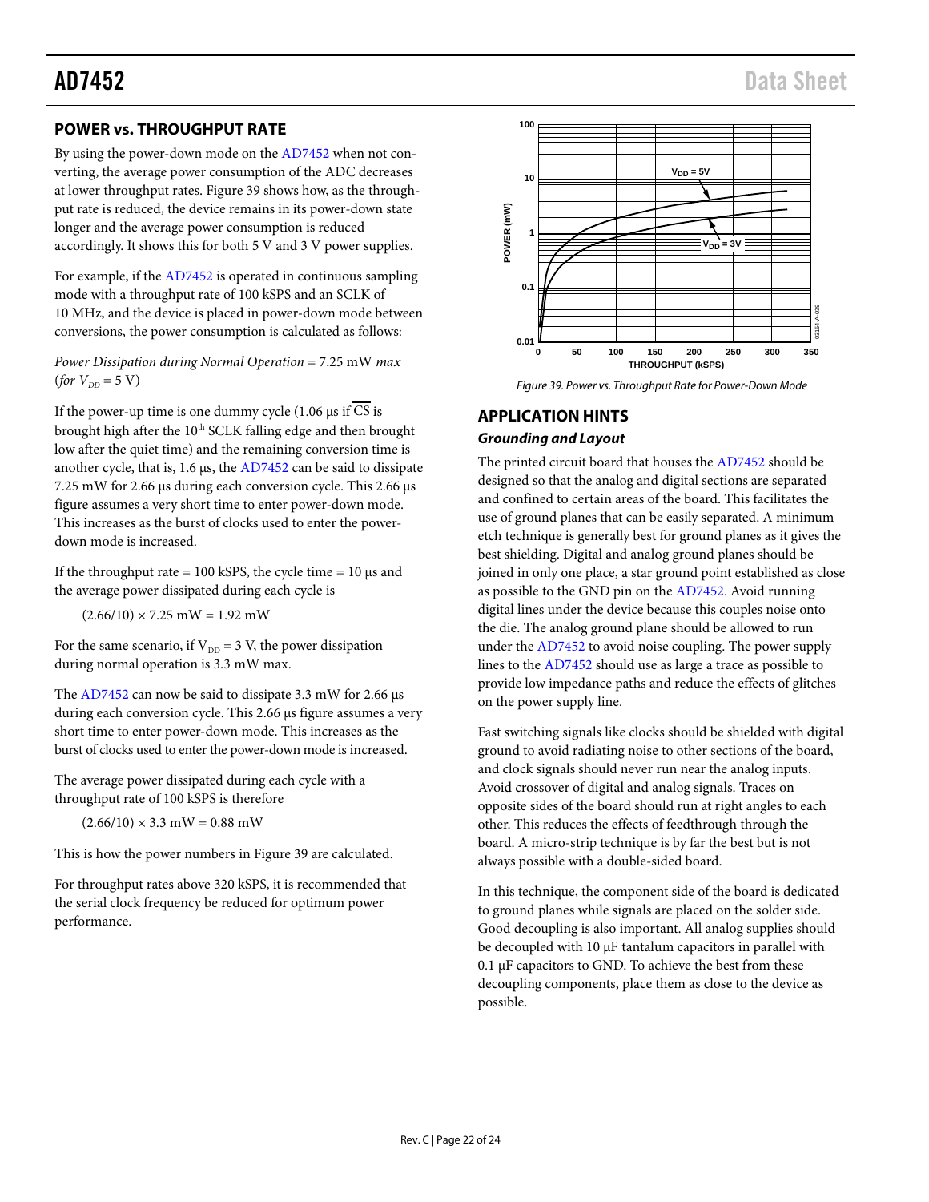## POWER vs. THROUGHPUT RATE

By using the power-down mode on the AD7452 when not converting, the average power consumption of the ADC decreases at lower throughput rates. Figure 39 shows how, as the throughput rate is reduced, the device remains in its power-down state longer and the average power consumption is reduced accordingly. It shows this for both 5 V and 3 V power supplies.

For example, if the AD7452 is operated in continuous sampling mode with a throughput rate of 100 kSPS and an SCLK of 10 MHz, and the device is placed in power-down mode between conversions, the power consumption is calculated as follows:

*Power Dissipation during Normal Operation* = 7.25 mW *max* (*for* $V_{DD}$ = 5 V)

If the power-up time is one dummy cycle (1.06 µs if $\overline{CS}$ is brought high after the 10th SCLK falling edge and then brought low after the quiet time) and the remaining conversion time is another cycle, that is, 1.6 µs, the AD7452 can be said to dissipate 7.25 mW for 2.66 µs during each conversion cycle. This 2.66 µs figure assumes a very short time to enter power-down mode. This increases as the burst of clocks used to enter the power-down mode is increased.

If the throughput rate = 100 kSPS, the cycle time = 10 µs and the average power dissipated during each cycle is

$$(2.66/10) \times 7.25 \text{ mW} = 1.92 \text{ mW}$$

For the same scenario, if $V_{DD}$ = 3 V, the power dissipation during normal operation is 3.3 mW max.

The AD7452 can now be said to dissipate 3.3 mW for 2.66 µs during each conversion cycle. This 2.66 µs figure assumes a very short time to enter power-down mode. This increases as the burst of clocks used to enter the power-down mode is increased.

The average power dissipated during each cycle with a throughput rate of 100 kSPS is therefore

$$(2.66/10) \times 3.3 \text{ mW} = 0.88 \text{ mW}$$

This is how the power numbers in Figure 39 are calculated.

For throughput rates above 320 kSPS, it is recommended that the serial clock frequency be reduced for optimum power performance.

*Figure 39. Power vs. Throughput Rate for Power-Down Mode*

## APPLICATION HINTS

### *Grounding and Layout*

The printed circuit board that houses the AD7452 should be designed so that the analog and digital sections are separated and confined to certain areas of the board. This facilitates the use of ground planes that can be easily separated. A minimum etch technique is generally best for ground planes as it gives the best shielding. Digital and analog ground planes should be joined in only one place, a star ground point established as close as possible to the GND pin on the AD7452. Avoid running digital lines under the device because this couples noise onto the die. The analog ground plane should be allowed to run under the AD7452 to avoid noise coupling. The power supply lines to the AD7452 should use as large a trace as possible to provide low impedance paths and reduce the effects of glitches on the power supply line.

Fast switching signals like clocks should be shielded with digital ground to avoid radiating noise to other sections of the board, and clock signals should never run near the analog inputs. Avoid crossover of digital and analog signals. Traces on opposite sides of the board should run at right angles to each other. This reduces the effects of feedthrough through the board. A micro-strip technique is by far the best but is not always possible with a double-sided board.

In this technique, the component side of the board is dedicated to ground planes while signals are placed on the solder side. Good decoupling is also important. All analog supplies should be decoupled with 10 µF tantalum capacitors in parallel with 0.1 µF capacitors to GND. To achieve the best from these decoupling components, place them as close to the device as possible.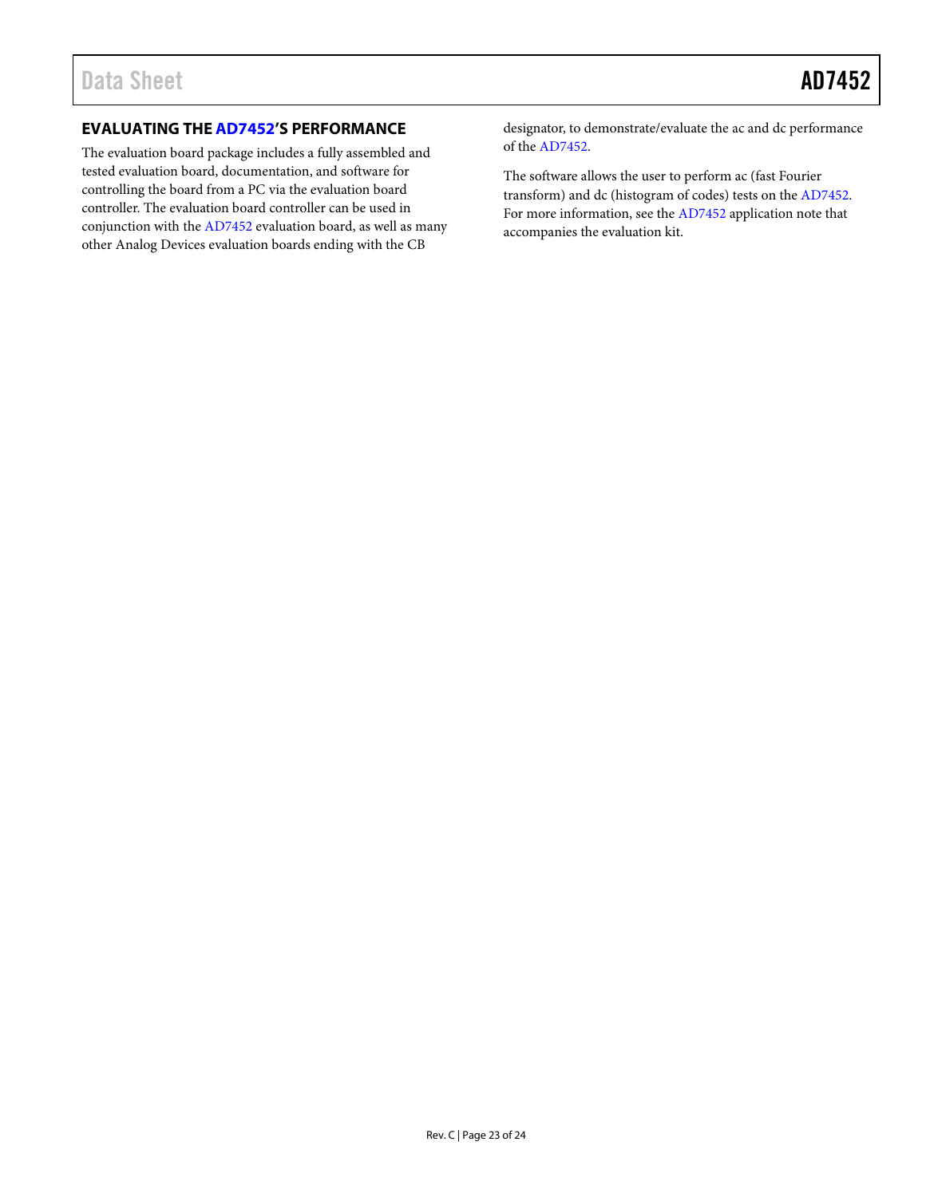## EVALUATING THE AD7452'S PERFORMANCE

The evaluation board package includes a fully assembled and tested evaluation board, documentation, and software for controlling the board from a PC via the evaluation board controller. The evaluation board controller can be used in conjunction with the AD7452 evaluation board, as well as many other Analog Devices evaluation boards ending with the CB designator, to demonstrate/evaluate the ac and dc performance of the AD7452.

The software allows the user to perform ac (fast Fourier transform) and dc (histogram of codes) tests on the AD7452. For more information, see the AD7452 application note that accompanies the evaluation kit.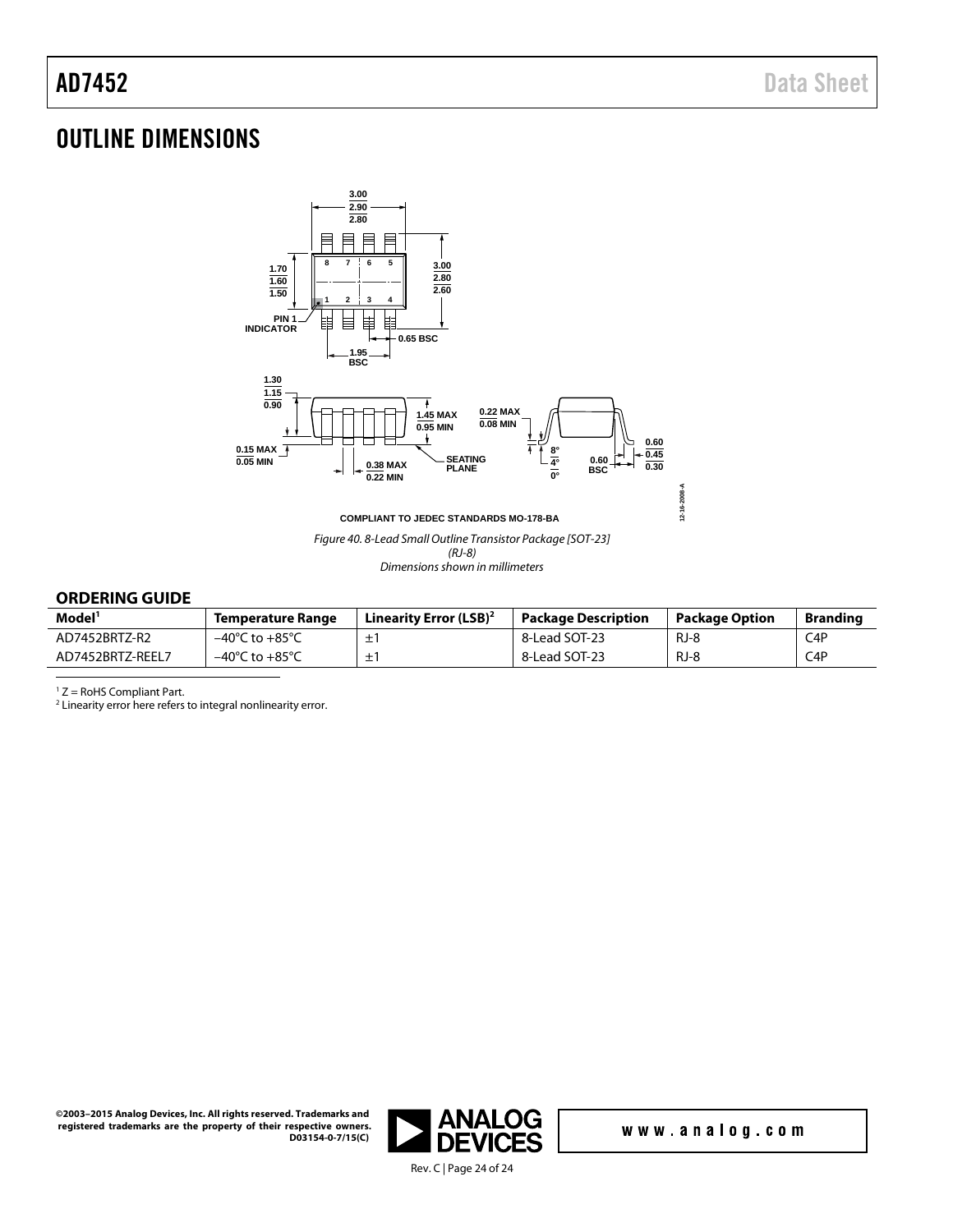# OUTLINE DIMENSIONS

3.00
2.90
2.80

8 7 6 5

1 2 3 4

1.70
1.60
1.50

3.00
2.80
2.60

PIN 1 INDICATOR

0.65 BSC

1.95 BSC

1.30
1.15
0.90

1.45 MAX
0.95 MIN

0.22 MAX
0.08 MIN

0.15 MAX
0.05 MIN

0.38 MAX
0.22 MIN

SEATING PLANE

8°
4°
0°

0.60 BSC

0.60
0.45
0.30

12-16-2008-A

COMPLIANT TO JEDEC STANDARDS MO-178-BA

*Figure 40. 8-Lead Small Outline Transistor Package [SOT-23] (RJ-8) Dimensions shown in millimeters*

## ORDERING GUIDE

| Model[1] | Temperature Range | Linearity Error (LSB)[2] | Package Description | Package Option | Branding |
|---|---|---|---|---|---|
| AD7452BRTZ-R2 | −40°C to +85°C | ±1 | 8-Lead SOT-23 | RJ-8 | C4P |
| AD7452BRTZ-REEL7 | −40°C to +85°C | ±1 | 8-Lead SOT-23 | RJ-8 | C4P |

[1] Z = RoHS Compliant Part.

[2] Linearity error here refers to integral nonlinearity error.

©2003–2015 Analog Devices, Inc. All rights reserved. Trademarks and registered trademarks are the property of their respective owners. D03154-0-7/15(C)